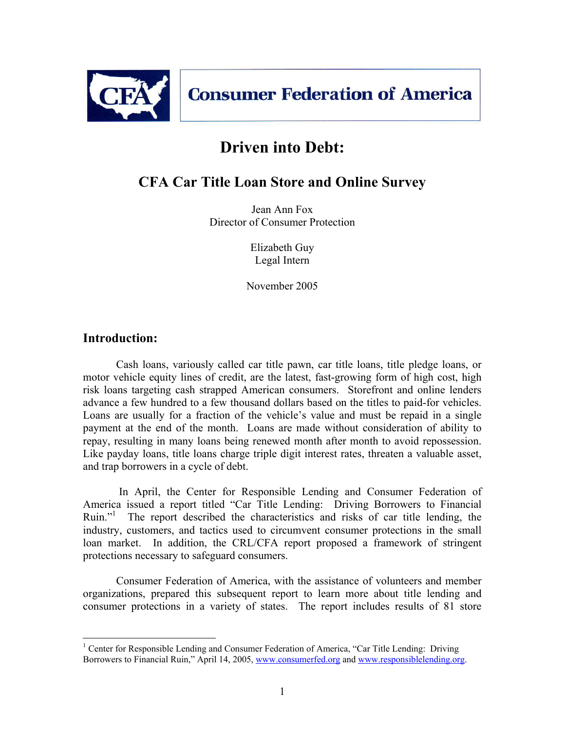Consumer Federation of America

# Driven into Debt:

## CFA Car Title Loan Store and Online Survey

Jean Ann Fox
Director of Consumer Protection

Elizabeth Guy
Legal Intern

November 2005

## Introduction:

Cash loans, variously called car title pawn, car title loans, title pledge loans, or motor vehicle equity lines of credit, are the latest, fast-growing form of high cost, high risk loans targeting cash strapped American consumers. Storefront and online lenders advance a few hundred to a few thousand dollars based on the titles to paid-for vehicles. Loans are usually for a fraction of the vehicle's value and must be repaid in a single payment at the end of the month. Loans are made without consideration of ability to repay, resulting in many loans being renewed month after month to avoid repossession. Like payday loans, title loans charge triple digit interest rates, threaten a valuable asset, and trap borrowers in a cycle of debt.

In April, the Center for Responsible Lending and Consumer Federation of America issued a report titled "Car Title Lending: Driving Borrowers to Financial Ruin."[1] The report described the characteristics and risks of car title lending, the industry, customers, and tactics used to circumvent consumer protections in the small loan market. In addition, the CRL/CFA report proposed a framework of stringent protections necessary to safeguard consumers.

Consumer Federation of America, with the assistance of volunteers and member organizations, prepared this subsequent report to learn more about title lending and consumer protections in a variety of states. The report includes results of 81 store

[1] Center for Responsible Lending and Consumer Federation of America, "Car Title Lending: Driving Borrowers to Financial Ruin," April 14, 2005, www.consumerfed.org and www.responsiblelending.org.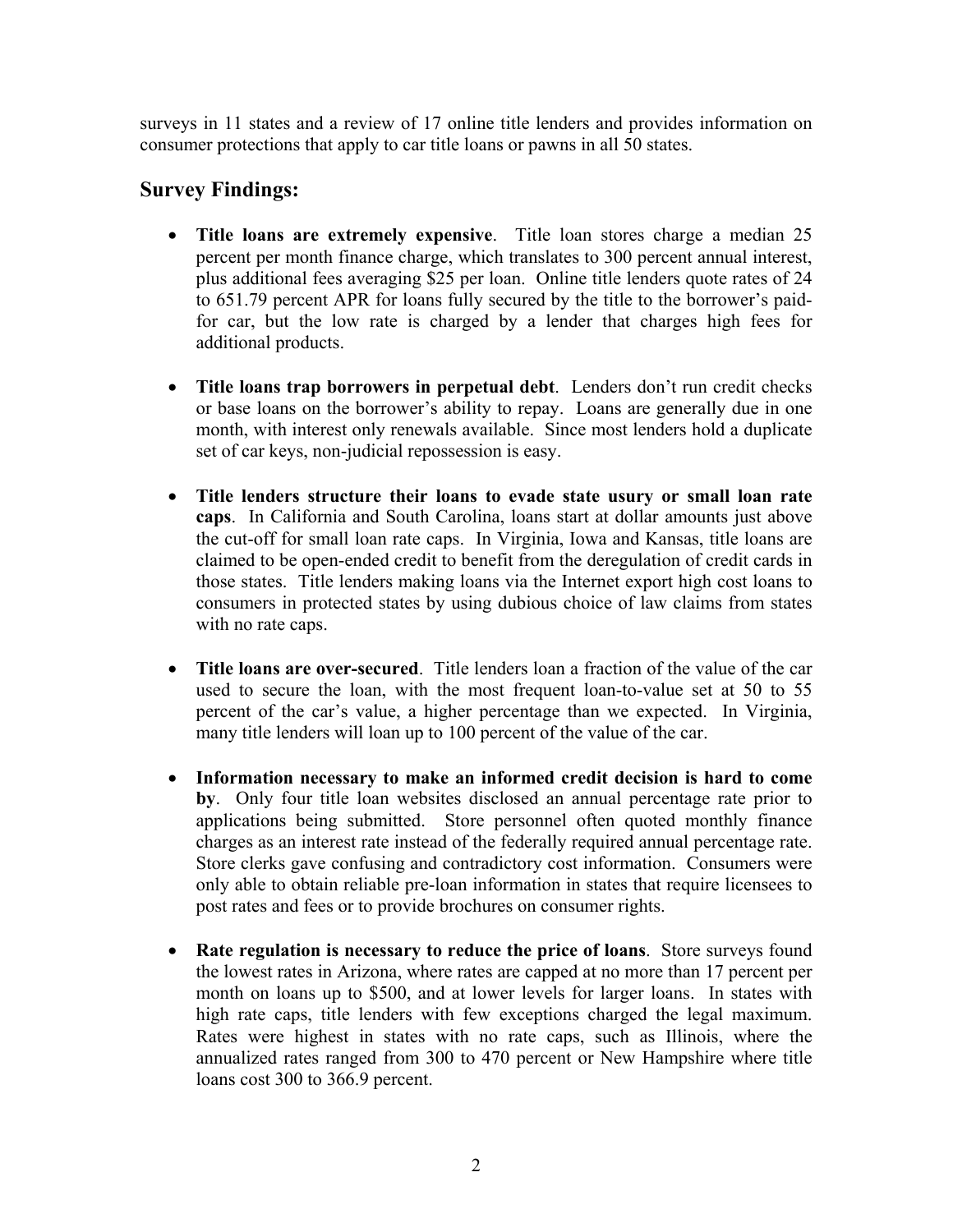surveys in 11 states and a review of 17 online title lenders and provides information on consumer protections that apply to car title loans or pawns in all 50 states.

## Survey Findings:

- **Title loans are extremely expensive**. Title loan stores charge a median 25 percent per month finance charge, which translates to 300 percent annual interest, plus additional fees averaging $25 per loan. Online title lenders quote rates of 24 to 651.79 percent APR for loans fully secured by the title to the borrower's paid-for car, but the low rate is charged by a lender that charges high fees for additional products.

- **Title loans trap borrowers in perpetual debt**. Lenders don't run credit checks or base loans on the borrower's ability to repay. Loans are generally due in one month, with interest only renewals available. Since most lenders hold a duplicate set of car keys, non-judicial repossession is easy.

- **Title lenders structure their loans to evade state usury or small loan rate caps**. In California and South Carolina, loans start at dollar amounts just above the cut-off for small loan rate caps. In Virginia, Iowa and Kansas, title loans are claimed to be open-ended credit to benefit from the deregulation of credit cards in those states. Title lenders making loans via the Internet export high cost loans to consumers in protected states by using dubious choice of law claims from states with no rate caps.

- **Title loans are over-secured**. Title lenders loan a fraction of the value of the car used to secure the loan, with the most frequent loan-to-value set at 50 to 55 percent of the car's value, a higher percentage than we expected. In Virginia, many title lenders will loan up to 100 percent of the value of the car.

- **Information necessary to make an informed credit decision is hard to come by**. Only four title loan websites disclosed an annual percentage rate prior to applications being submitted. Store personnel often quoted monthly finance charges as an interest rate instead of the federally required annual percentage rate. Store clerks gave confusing and contradictory cost information. Consumers were only able to obtain reliable pre-loan information in states that require licensees to post rates and fees or to provide brochures on consumer rights.

- **Rate regulation is necessary to reduce the price of loans**. Store surveys found the lowest rates in Arizona, where rates are capped at no more than 17 percent per month on loans up to $500, and at lower levels for larger loans. In states with high rate caps, title lenders with few exceptions charged the legal maximum. Rates were highest in states with no rate caps, such as Illinois, where the annualized rates ranged from 300 to 470 percent or New Hampshire where title loans cost 300 to 366.9 percent.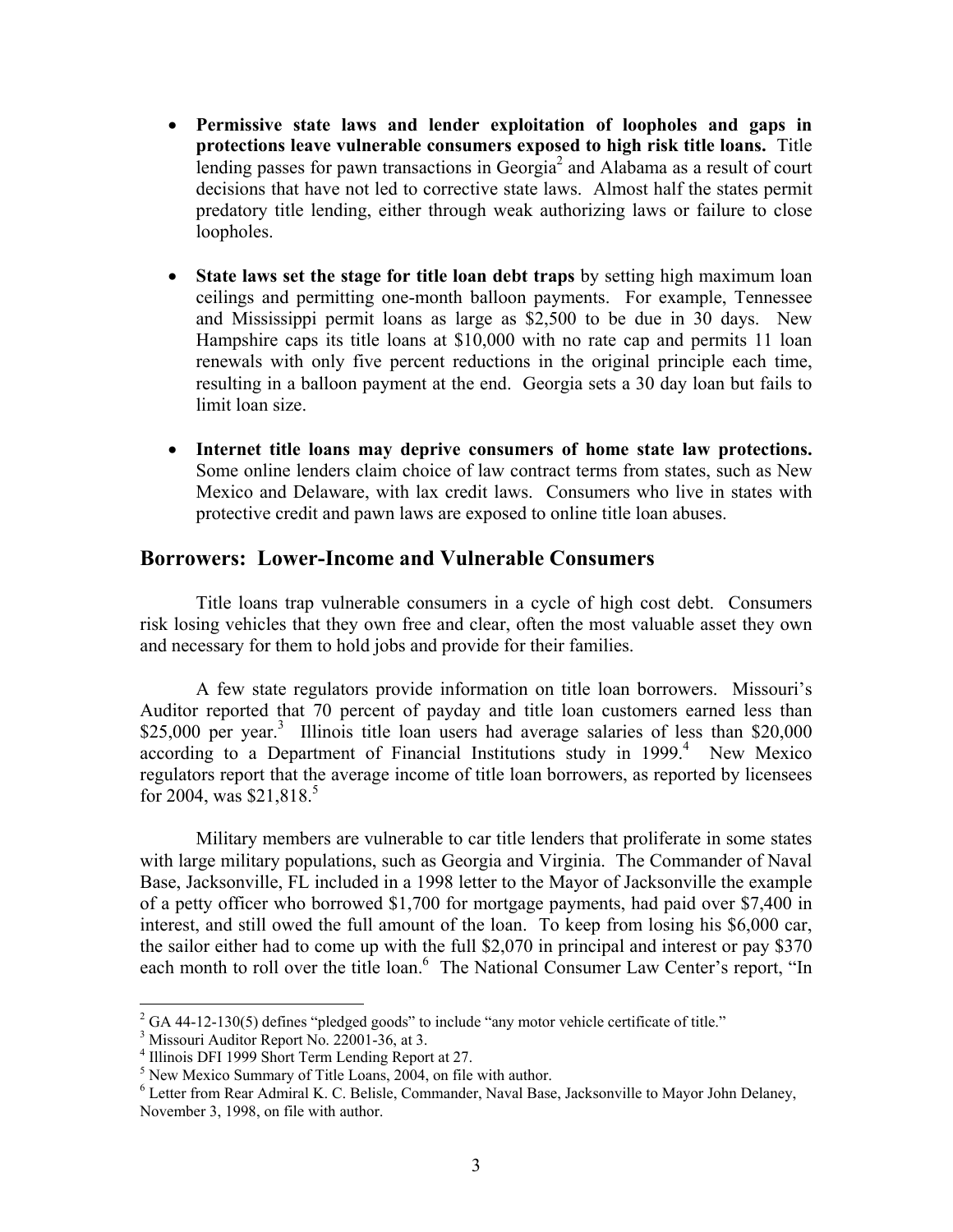- **Permissive state laws and lender exploitation of loopholes and gaps in protections leave vulnerable consumers exposed to high risk title loans.** Title lending passes for pawn transactions in Georgia[2] and Alabama as a result of court decisions that have not led to corrective state laws. Almost half the states permit predatory title lending, either through weak authorizing laws or failure to close loopholes.

- **State laws set the stage for title loan debt traps** by setting high maximum loan ceilings and permitting one-month balloon payments. For example, Tennessee and Mississippi permit loans as large as $2,500 to be due in 30 days. New Hampshire caps its title loans at $10,000 with no rate cap and permits 11 loan renewals with only five percent reductions in the original principle each time, resulting in a balloon payment at the end. Georgia sets a 30 day loan but fails to limit loan size.

- **Internet title loans may deprive consumers of home state law protections.** Some online lenders claim choice of law contract terms from states, such as New Mexico and Delaware, with lax credit laws. Consumers who live in states with protective credit and pawn laws are exposed to online title loan abuses.

## Borrowers: Lower-Income and Vulnerable Consumers

Title loans trap vulnerable consumers in a cycle of high cost debt. Consumers risk losing vehicles that they own free and clear, often the most valuable asset they own and necessary for them to hold jobs and provide for their families.

A few state regulators provide information on title loan borrowers. Missouri's Auditor reported that 70 percent of payday and title loan customers earned less than $25,000 per year.[3] Illinois title loan users had average salaries of less than $20,000 according to a Department of Financial Institutions study in 1999.[4] New Mexico regulators report that the average income of title loan borrowers, as reported by licensees for 2004, was $21,818.[5]

Military members are vulnerable to car title lenders that proliferate in some states with large military populations, such as Georgia and Virginia. The Commander of Naval Base, Jacksonville, FL included in a 1998 letter to the Mayor of Jacksonville the example of a petty officer who borrowed $1,700 for mortgage payments, had paid over $7,400 in interest, and still owed the full amount of the loan. To keep from losing his $6,000 car, the sailor either had to come up with the full $2,070 in principal and interest or pay $370 each month to roll over the title loan.[6] The National Consumer Law Center's report, "In

---

[2] GA 44-12-130(5) defines "pledged goods" to include "any motor vehicle certificate of title."

[3] Missouri Auditor Report No. 22001-36, at 3.

[4] Illinois DFI 1999 Short Term Lending Report at 27.

[5] New Mexico Summary of Title Loans, 2004, on file with author.

[6] Letter from Rear Admiral K. C. Belisle, Commander, Naval Base, Jacksonville to Mayor John Delaney, November 3, 1998, on file with author.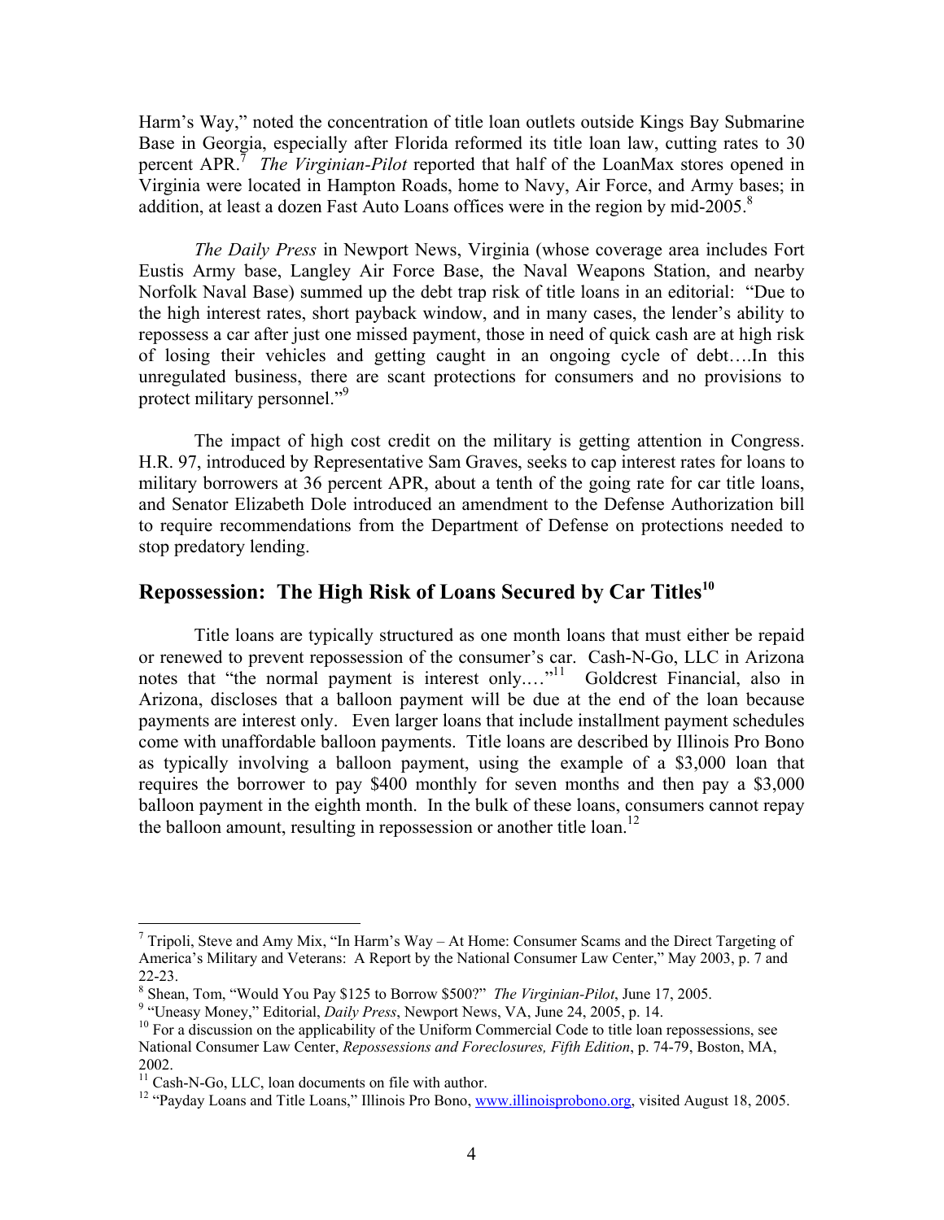Harm's Way," noted the concentration of title loan outlets outside Kings Bay Submarine Base in Georgia, especially after Florida reformed its title loan law, cutting rates to 30 percent APR.[7] *The Virginian-Pilot* reported that half of the LoanMax stores opened in Virginia were located in Hampton Roads, home to Navy, Air Force, and Army bases; in addition, at least a dozen Fast Auto Loans offices were in the region by mid-2005.[8]

*The Daily Press* in Newport News, Virginia (whose coverage area includes Fort Eustis Army base, Langley Air Force Base, the Naval Weapons Station, and nearby Norfolk Naval Base) summed up the debt trap risk of title loans in an editorial: "Due to the high interest rates, short payback window, and in many cases, the lender's ability to repossess a car after just one missed payment, those in need of quick cash are at high risk of losing their vehicles and getting caught in an ongoing cycle of debt….In this unregulated business, there are scant protections for consumers and no provisions to protect military personnel."[9]

The impact of high cost credit on the military is getting attention in Congress. H.R. 97, introduced by Representative Sam Graves, seeks to cap interest rates for loans to military borrowers at 36 percent APR, about a tenth of the going rate for car title loans, and Senator Elizabeth Dole introduced an amendment to the Defense Authorization bill to require recommendations from the Department of Defense on protections needed to stop predatory lending.

## Repossession: The High Risk of Loans Secured by Car Titles[10]

Title loans are typically structured as one month loans that must either be repaid or renewed to prevent repossession of the consumer's car. Cash-N-Go, LLC in Arizona notes that "the normal payment is interest only.…"[11] Goldcrest Financial, also in Arizona, discloses that a balloon payment will be due at the end of the loan because payments are interest only. Even larger loans that include installment payment schedules come with unaffordable balloon payments. Title loans are described by Illinois Pro Bono as typically involving a balloon payment, using the example of a $3,000 loan that requires the borrower to pay $400 monthly for seven months and then pay a $3,000 balloon payment in the eighth month. In the bulk of these loans, consumers cannot repay the balloon amount, resulting in repossession or another title loan.[12]

---

[7] Tripoli, Steve and Amy Mix, "In Harm's Way – At Home: Consumer Scams and the Direct Targeting of America's Military and Veterans: A Report by the National Consumer Law Center," May 2003, p. 7 and 22-23.

[8] Shean, Tom, "Would You Pay $125 to Borrow $500?" *The Virginian-Pilot*, June 17, 2005.

[9] "Uneasy Money," Editorial, *Daily Press*, Newport News, VA, June 24, 2005, p. 14.

[10] For a discussion on the applicability of the Uniform Commercial Code to title loan repossessions, see National Consumer Law Center, *Repossessions and Foreclosures, Fifth Edition*, p. 74-79, Boston, MA, 2002.

[11] Cash-N-Go, LLC, loan documents on file with author.

[12] "Payday Loans and Title Loans," Illinois Pro Bono, www.illinoisprobono.org, visited August 18, 2005.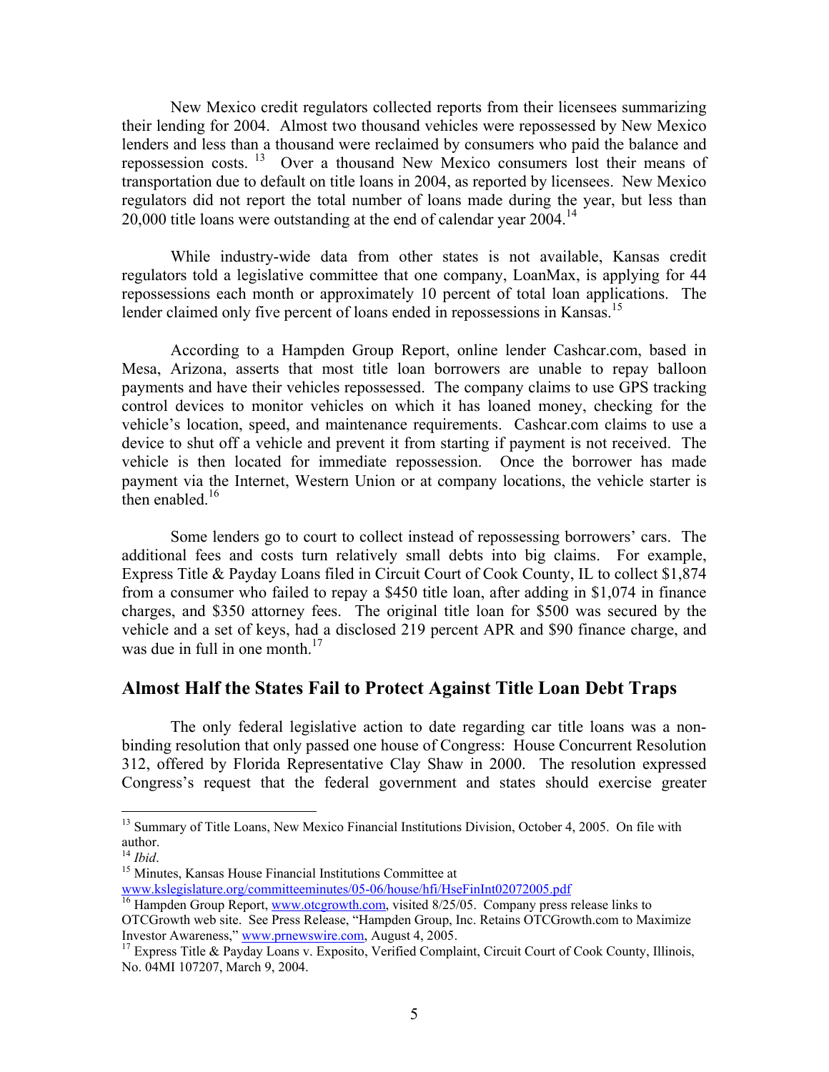New Mexico credit regulators collected reports from their licensees summarizing their lending for 2004. Almost two thousand vehicles were repossessed by New Mexico lenders and less than a thousand were reclaimed by consumers who paid the balance and repossession costs. [13] Over a thousand New Mexico consumers lost their means of transportation due to default on title loans in 2004, as reported by licensees. New Mexico regulators did not report the total number of loans made during the year, but less than 20,000 title loans were outstanding at the end of calendar year 2004.[14]

While industry-wide data from other states is not available, Kansas credit regulators told a legislative committee that one company, LoanMax, is applying for 44 repossessions each month or approximately 10 percent of total loan applications. The lender claimed only five percent of loans ended in repossessions in Kansas.[15]

According to a Hampden Group Report, online lender Cashcar.com, based in Mesa, Arizona, asserts that most title loan borrowers are unable to repay balloon payments and have their vehicles repossessed. The company claims to use GPS tracking control devices to monitor vehicles on which it has loaned money, checking for the vehicle's location, speed, and maintenance requirements. Cashcar.com claims to use a device to shut off a vehicle and prevent it from starting if payment is not received. The vehicle is then located for immediate repossession. Once the borrower has made payment via the Internet, Western Union or at company locations, the vehicle starter is then enabled.[16]

Some lenders go to court to collect instead of repossessing borrowers' cars. The additional fees and costs turn relatively small debts into big claims. For example, Express Title & Payday Loans filed in Circuit Court of Cook County, IL to collect $1,874 from a consumer who failed to repay a $450 title loan, after adding in $1,074 in finance charges, and $350 attorney fees. The original title loan for $500 was secured by the vehicle and a set of keys, had a disclosed 219 percent APR and $90 finance charge, and was due in full in one month.[17]

## Almost Half the States Fail to Protect Against Title Loan Debt Traps

The only federal legislative action to date regarding car title loans was a non-binding resolution that only passed one house of Congress: House Concurrent Resolution 312, offered by Florida Representative Clay Shaw in 2000. The resolution expressed Congress's request that the federal government and states should exercise greater

---

[13] Summary of Title Loans, New Mexico Financial Institutions Division, October 4, 2005. On file with author.

[14] *Ibid*.

[15] Minutes, Kansas House Financial Institutions Committee at www.kslegislature.org/committeeminutes/05-06/house/hfi/HseFinInt02072005.pdf

[16] Hampden Group Report, www.otcgrowth.com, visited 8/25/05. Company press release links to OTCGrowth web site. See Press Release, "Hampden Group, Inc. Retains OTCGrowth.com to Maximize Investor Awareness," www.prnewswire.com, August 4, 2005.

[17] Express Title & Payday Loans v. Exposito, Verified Complaint, Circuit Court of Cook County, Illinois, No. 04MI 107207, March 9, 2004.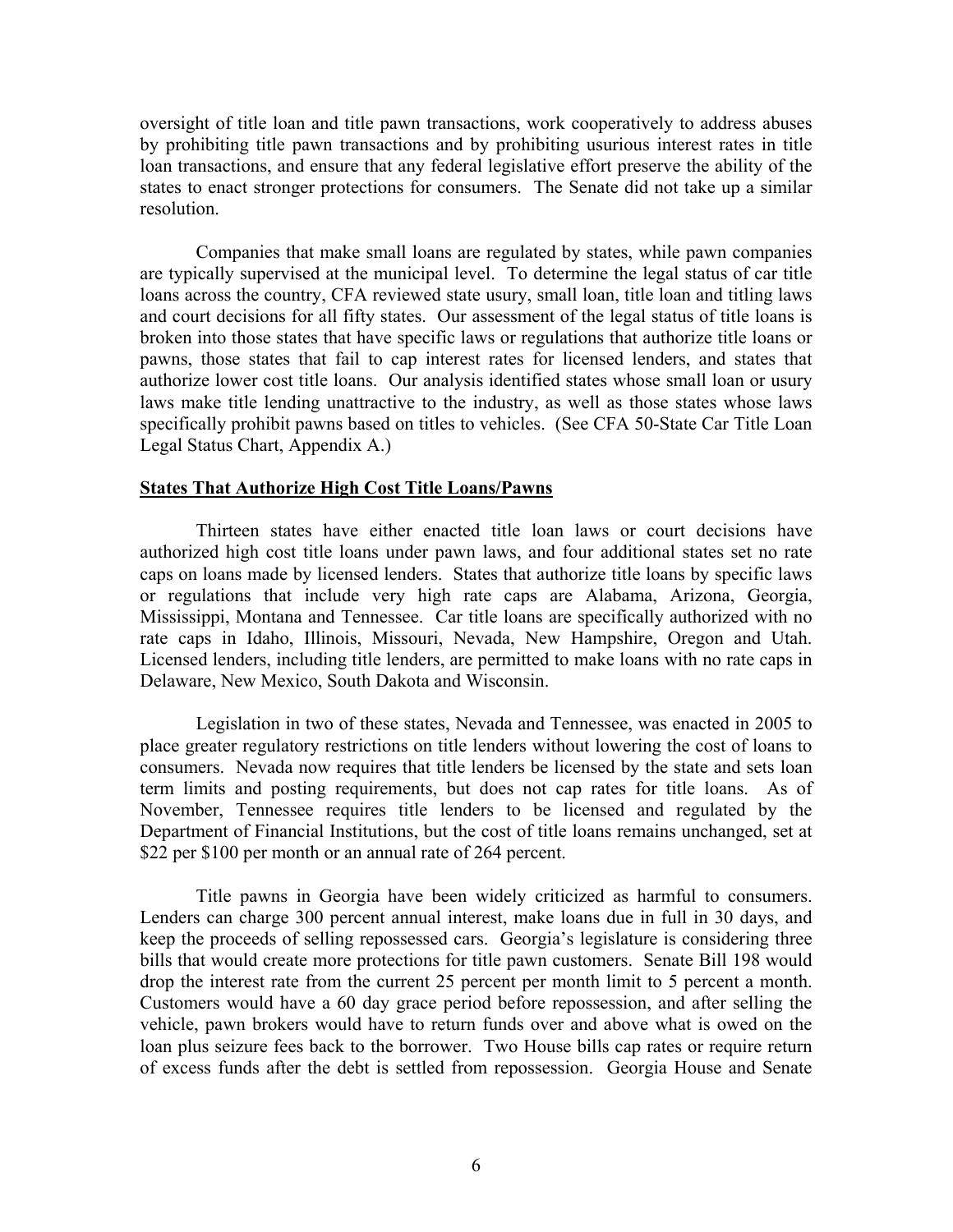oversight of title loan and title pawn transactions, work cooperatively to address abuses by prohibiting title pawn transactions and by prohibiting usurious interest rates in title loan transactions, and ensure that any federal legislative effort preserve the ability of the states to enact stronger protections for consumers. The Senate did not take up a similar resolution.

Companies that make small loans are regulated by states, while pawn companies are typically supervised at the municipal level. To determine the legal status of car title loans across the country, CFA reviewed state usury, small loan, title loan and titling laws and court decisions for all fifty states. Our assessment of the legal status of title loans is broken into those states that have specific laws or regulations that authorize title loans or pawns, those states that fail to cap interest rates for licensed lenders, and states that authorize lower cost title loans. Our analysis identified states whose small loan or usury laws make title lending unattractive to the industry, as well as those states whose laws specifically prohibit pawns based on titles to vehicles. (See CFA 50-State Car Title Loan Legal Status Chart, Appendix A.)

**States That Authorize High Cost Title Loans/Pawns**

Thirteen states have either enacted title loan laws or court decisions have authorized high cost title loans under pawn laws, and four additional states set no rate caps on loans made by licensed lenders. States that authorize title loans by specific laws or regulations that include very high rate caps are Alabama, Arizona, Georgia, Mississippi, Montana and Tennessee. Car title loans are specifically authorized with no rate caps in Idaho, Illinois, Missouri, Nevada, New Hampshire, Oregon and Utah. Licensed lenders, including title lenders, are permitted to make loans with no rate caps in Delaware, New Mexico, South Dakota and Wisconsin.

Legislation in two of these states, Nevada and Tennessee, was enacted in 2005 to place greater regulatory restrictions on title lenders without lowering the cost of loans to consumers. Nevada now requires that title lenders be licensed by the state and sets loan term limits and posting requirements, but does not cap rates for title loans. As of November, Tennessee requires title lenders to be licensed and regulated by the Department of Financial Institutions, but the cost of title loans remains unchanged, set at \$22 per \$100 per month or an annual rate of 264 percent.

Title pawns in Georgia have been widely criticized as harmful to consumers. Lenders can charge 300 percent annual interest, make loans due in full in 30 days, and keep the proceeds of selling repossessed cars. Georgia's legislature is considering three bills that would create more protections for title pawn customers. Senate Bill 198 would drop the interest rate from the current 25 percent per month limit to 5 percent a month. Customers would have a 60 day grace period before repossession, and after selling the vehicle, pawn brokers would have to return funds over and above what is owed on the loan plus seizure fees back to the borrower. Two House bills cap rates or require return of excess funds after the debt is settled from repossession. Georgia House and Senate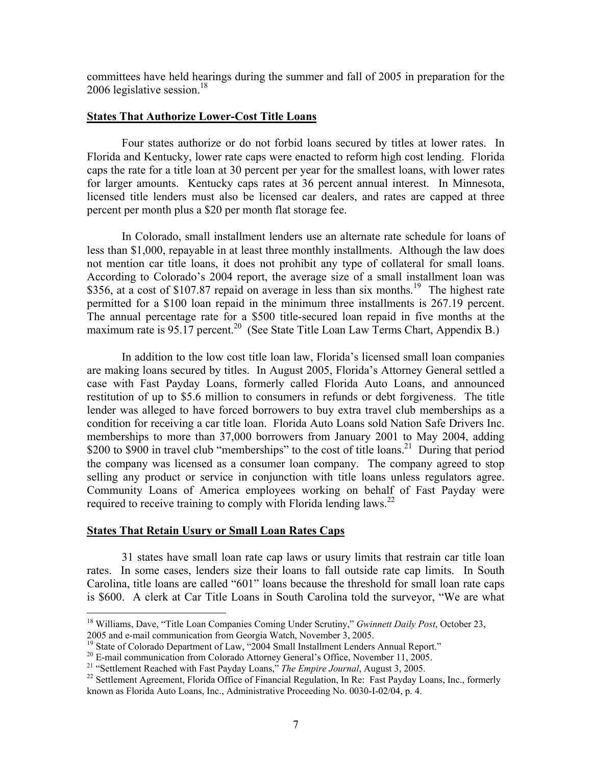committees have held hearings during the summer and fall of 2005 in preparation for the 2006 legislative session.[18]

**States That Authorize Lower-Cost Title Loans**

Four states authorize or do not forbid loans secured by titles at lower rates. In Florida and Kentucky, lower rate caps were enacted to reform high cost lending. Florida caps the rate for a title loan at 30 percent per year for the smallest loans, with lower rates for larger amounts. Kentucky caps rates at 36 percent annual interest. In Minnesota, licensed title lenders must also be licensed car dealers, and rates are capped at three percent per month plus a $20 per month flat storage fee.

In Colorado, small installment lenders use an alternate rate schedule for loans of less than $1,000, repayable in at least three monthly installments. Although the law does not mention car title loans, it does not prohibit any type of collateral for small loans. According to Colorado's 2004 report, the average size of a small installment loan was $356, at a cost of $107.87 repaid on average in less than six months.[19] The highest rate permitted for a $100 loan repaid in the minimum three installments is 267.19 percent. The annual percentage rate for a $500 title-secured loan repaid in five months at the maximum rate is 95.17 percent.[20] (See State Title Loan Law Terms Chart, Appendix B.)

In addition to the low cost title loan law, Florida's licensed small loan companies are making loans secured by titles. In August 2005, Florida's Attorney General settled a case with Fast Payday Loans, formerly called Florida Auto Loans, and announced restitution of up to $5.6 million to consumers in refunds or debt forgiveness. The title lender was alleged to have forced borrowers to buy extra travel club memberships as a condition for receiving a car title loan. Florida Auto Loans sold Nation Safe Drivers Inc. memberships to more than 37,000 borrowers from January 2001 to May 2004, adding $200 to $900 in travel club "memberships" to the cost of title loans.[21] During that period the company was licensed as a consumer loan company. The company agreed to stop selling any product or service in conjunction with title loans unless regulators agree. Community Loans of America employees working on behalf of Fast Payday were required to receive training to comply with Florida lending laws.[22]

**States That Retain Usury or Small Loan Rates Caps**

31 states have small loan rate cap laws or usury limits that restrain car title loan rates. In some cases, lenders size their loans to fall outside rate cap limits. In South Carolina, title loans are called "601" loans because the threshold for small loan rate caps is $600. A clerk at Car Title Loans in South Carolina told the surveyor, "We are what

---

[18] Williams, Dave, "Title Loan Companies Coming Under Scrutiny," *Gwinnett Daily Post*, October 23, 2005 and e-mail communication from Georgia Watch, November 3, 2005.

[19] State of Colorado Department of Law, "2004 Small Installment Lenders Annual Report."

[20] E-mail communication from Colorado Attorney General's Office, November 11, 2005.

[21] "Settlement Reached with Fast Payday Loans," *The Empire Journal*, August 3, 2005.

[22] Settlement Agreement, Florida Office of Financial Regulation, In Re: Fast Payday Loans, Inc., formerly known as Florida Auto Loans, Inc., Administrative Proceeding No. 0030-I-02/04, p. 4.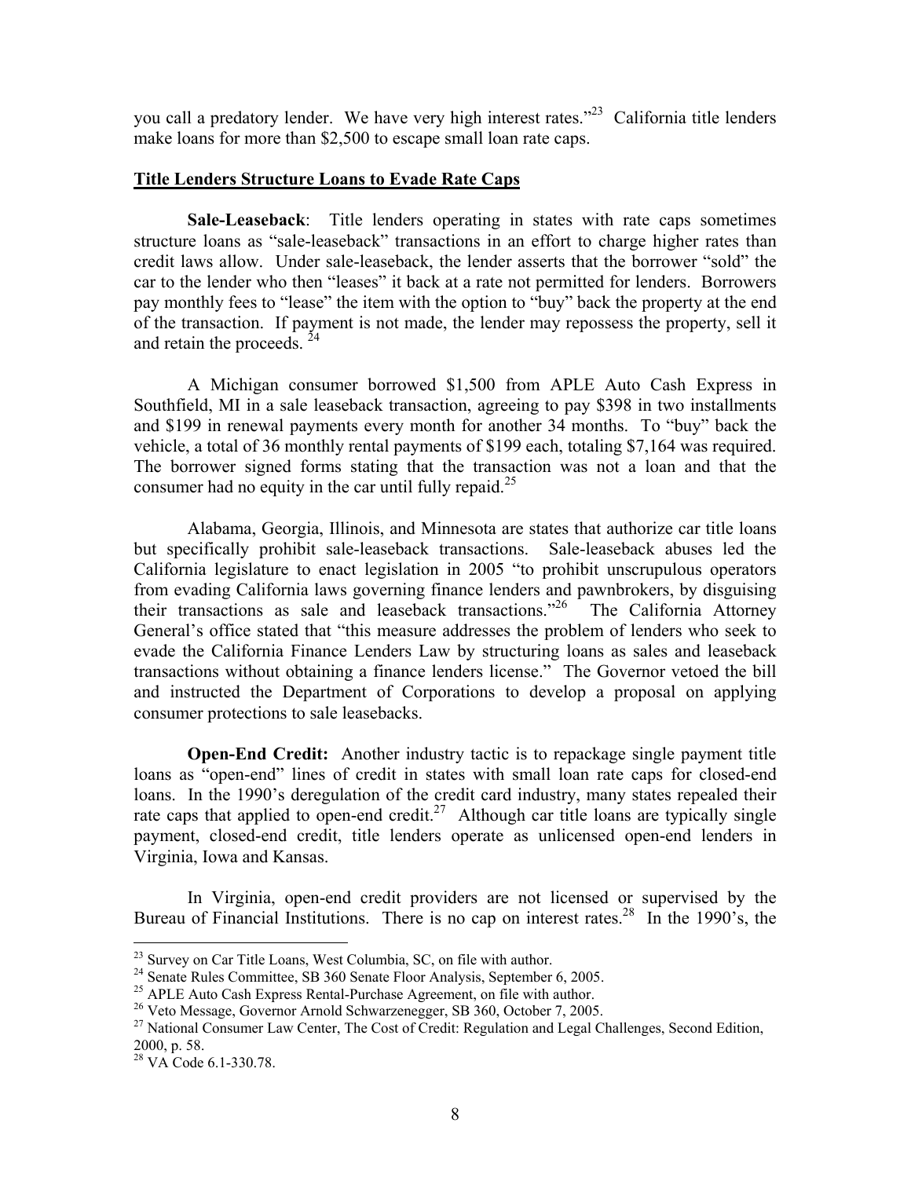you call a predatory lender. We have very high interest rates."[23] California title lenders make loans for more than $2,500 to escape small loan rate caps.

**Title Lenders Structure Loans to Evade Rate Caps**

**Sale-Leaseback**: Title lenders operating in states with rate caps sometimes structure loans as "sale-leaseback" transactions in an effort to charge higher rates than credit laws allow. Under sale-leaseback, the lender asserts that the borrower "sold" the car to the lender who then "leases" it back at a rate not permitted for lenders. Borrowers pay monthly fees to "lease" the item with the option to "buy" back the property at the end of the transaction. If payment is not made, the lender may repossess the property, sell it and retain the proceeds. [24]

A Michigan consumer borrowed $1,500 from APLE Auto Cash Express in Southfield, MI in a sale leaseback transaction, agreeing to pay $398 in two installments and $199 in renewal payments every month for another 34 months. To "buy" back the vehicle, a total of 36 monthly rental payments of $199 each, totaling $7,164 was required. The borrower signed forms stating that the transaction was not a loan and that the consumer had no equity in the car until fully repaid.[25]

Alabama, Georgia, Illinois, and Minnesota are states that authorize car title loans but specifically prohibit sale-leaseback transactions. Sale-leaseback abuses led the California legislature to enact legislation in 2005 "to prohibit unscrupulous operators from evading California laws governing finance lenders and pawnbrokers, by disguising their transactions as sale and leaseback transactions."[26] The California Attorney General's office stated that "this measure addresses the problem of lenders who seek to evade the California Finance Lenders Law by structuring loans as sales and leaseback transactions without obtaining a finance lenders license." The Governor vetoed the bill and instructed the Department of Corporations to develop a proposal on applying consumer protections to sale leasebacks.

**Open-End Credit:** Another industry tactic is to repackage single payment title loans as "open-end" lines of credit in states with small loan rate caps for closed-end loans. In the 1990's deregulation of the credit card industry, many states repealed their rate caps that applied to open-end credit.[27] Although car title loans are typically single payment, closed-end credit, title lenders operate as unlicensed open-end lenders in Virginia, Iowa and Kansas.

In Virginia, open-end credit providers are not licensed or supervised by the Bureau of Financial Institutions. There is no cap on interest rates.[28] In the 1990's, the

---

[23] Survey on Car Title Loans, West Columbia, SC, on file with author.

[24] Senate Rules Committee, SB 360 Senate Floor Analysis, September 6, 2005.

[25] APLE Auto Cash Express Rental-Purchase Agreement, on file with author.

[26] Veto Message, Governor Arnold Schwarzenegger, SB 360, October 7, 2005.

[27] National Consumer Law Center, The Cost of Credit: Regulation and Legal Challenges, Second Edition, 2000, p. 58.

[28] VA Code 6.1-330.78.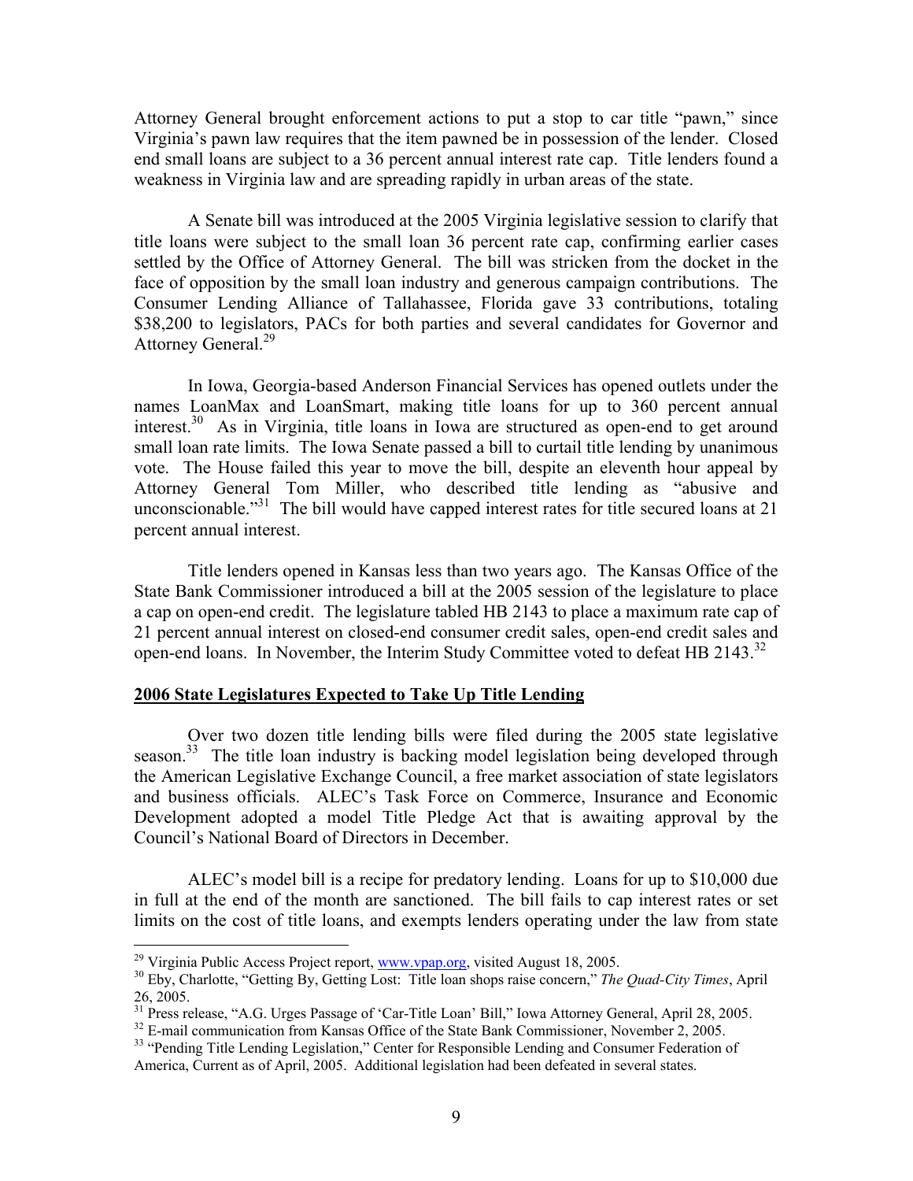Attorney General brought enforcement actions to put a stop to car title "pawn," since Virginia's pawn law requires that the item pawned be in possession of the lender. Closed end small loans are subject to a 36 percent annual interest rate cap. Title lenders found a weakness in Virginia law and are spreading rapidly in urban areas of the state.

A Senate bill was introduced at the 2005 Virginia legislative session to clarify that title loans were subject to the small loan 36 percent rate cap, confirming earlier cases settled by the Office of Attorney General. The bill was stricken from the docket in the face of opposition by the small loan industry and generous campaign contributions. The Consumer Lending Alliance of Tallahassee, Florida gave 33 contributions, totaling $38,200 to legislators, PACs for both parties and several candidates for Governor and Attorney General.[29]

In Iowa, Georgia-based Anderson Financial Services has opened outlets under the names LoanMax and LoanSmart, making title loans for up to 360 percent annual interest.[30] As in Virginia, title loans in Iowa are structured as open-end to get around small loan rate limits. The Iowa Senate passed a bill to curtail title lending by unanimous vote. The House failed this year to move the bill, despite an eleventh hour appeal by Attorney General Tom Miller, who described title lending as "abusive and unconscionable."[31] The bill would have capped interest rates for title secured loans at 21 percent annual interest.

Title lenders opened in Kansas less than two years ago. The Kansas Office of the State Bank Commissioner introduced a bill at the 2005 session of the legislature to place a cap on open-end credit. The legislature tabled HB 2143 to place a maximum rate cap of 21 percent annual interest on closed-end consumer credit sales, open-end credit sales and open-end loans. In November, the Interim Study Committee voted to defeat HB 2143.[32]

## 2006 State Legislatures Expected to Take Up Title Lending

Over two dozen title lending bills were filed during the 2005 state legislative season.[33] The title loan industry is backing model legislation being developed through the American Legislative Exchange Council, a free market association of state legislators and business officials. ALEC's Task Force on Commerce, Insurance and Economic Development adopted a model Title Pledge Act that is awaiting approval by the Council's National Board of Directors in December.

ALEC's model bill is a recipe for predatory lending. Loans for up to $10,000 due in full at the end of the month are sanctioned. The bill fails to cap interest rates or set limits on the cost of title loans, and exempts lenders operating under the law from state

---

[29] Virginia Public Access Project report, www.vpap.org, visited August 18, 2005.

[30] Eby, Charlotte, "Getting By, Getting Lost: Title loan shops raise concern," *The Quad-City Times*, April 26, 2005.

[31] Press release, "A.G. Urges Passage of 'Car-Title Loan' Bill," Iowa Attorney General, April 28, 2005.

[32] E-mail communication from Kansas Office of the State Bank Commissioner, November 2, 2005.

[33] "Pending Title Lending Legislation," Center for Responsible Lending and Consumer Federation of America, Current as of April, 2005. Additional legislation had been defeated in several states.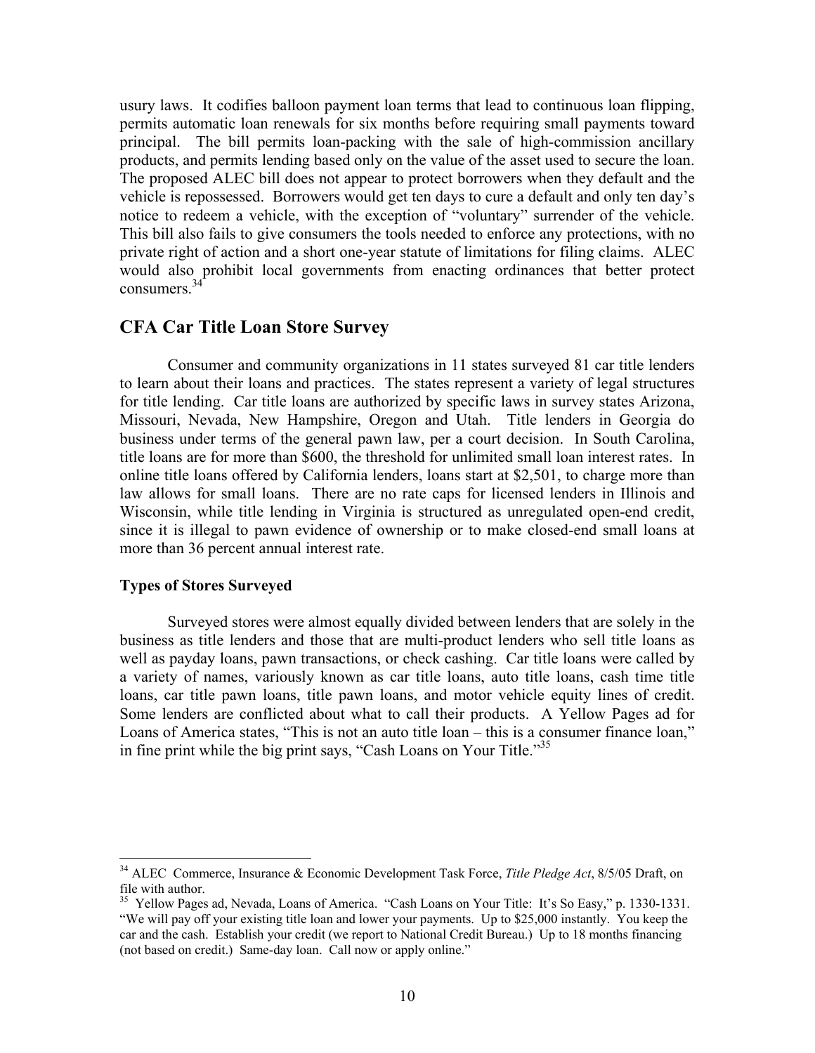usury laws. It codifies balloon payment loan terms that lead to continuous loan flipping, permits automatic loan renewals for six months before requiring small payments toward principal. The bill permits loan-packing with the sale of high-commission ancillary products, and permits lending based only on the value of the asset used to secure the loan. The proposed ALEC bill does not appear to protect borrowers when they default and the vehicle is repossessed. Borrowers would get ten days to cure a default and only ten day's notice to redeem a vehicle, with the exception of "voluntary" surrender of the vehicle. This bill also fails to give consumers the tools needed to enforce any protections, with no private right of action and a short one-year statute of limitations for filing claims. ALEC would also prohibit local governments from enacting ordinances that better protect consumers.[34]

## CFA Car Title Loan Store Survey

Consumer and community organizations in 11 states surveyed 81 car title lenders to learn about their loans and practices. The states represent a variety of legal structures for title lending. Car title loans are authorized by specific laws in survey states Arizona, Missouri, Nevada, New Hampshire, Oregon and Utah. Title lenders in Georgia do business under terms of the general pawn law, per a court decision. In South Carolina, title loans are for more than \$600, the threshold for unlimited small loan interest rates. In online title loans offered by California lenders, loans start at \$2,501, to charge more than law allows for small loans. There are no rate caps for licensed lenders in Illinois and Wisconsin, while title lending in Virginia is structured as unregulated open-end credit, since it is illegal to pawn evidence of ownership or to make closed-end small loans at more than 36 percent annual interest rate.

### Types of Stores Surveyed

Surveyed stores were almost equally divided between lenders that are solely in the business as title lenders and those that are multi-product lenders who sell title loans as well as payday loans, pawn transactions, or check cashing. Car title loans were called by a variety of names, variously known as car title loans, auto title loans, cash time title loans, car title pawn loans, title pawn loans, and motor vehicle equity lines of credit. Some lenders are conflicted about what to call their products. A Yellow Pages ad for Loans of America states, "This is not an auto title loan – this is a consumer finance loan," in fine print while the big print says, "Cash Loans on Your Title."[35]

---

[34] ALEC Commerce, Insurance & Economic Development Task Force, *Title Pledge Act*, 8/5/05 Draft, on file with author.

[35] Yellow Pages ad, Nevada, Loans of America. "Cash Loans on Your Title: It's So Easy," p. 1330-1331. "We will pay off your existing title loan and lower your payments. Up to \$25,000 instantly. You keep the car and the cash. Establish your credit (we report to National Credit Bureau.) Up to 18 months financing (not based on credit.) Same-day loan. Call now or apply online."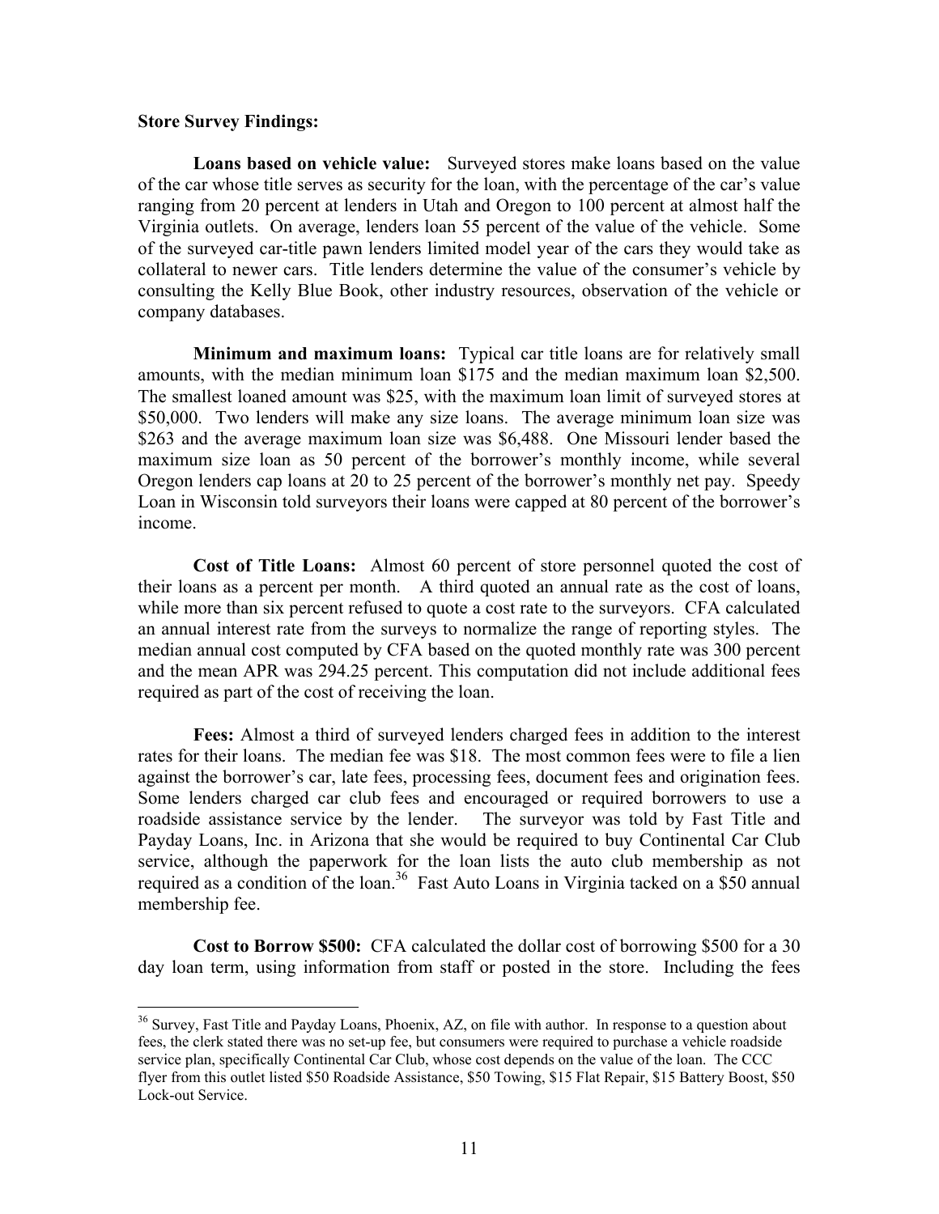**Store Survey Findings:**

**Loans based on vehicle value:** Surveyed stores make loans based on the value of the car whose title serves as security for the loan, with the percentage of the car's value ranging from 20 percent at lenders in Utah and Oregon to 100 percent at almost half the Virginia outlets. On average, lenders loan 55 percent of the value of the vehicle. Some of the surveyed car-title pawn lenders limited model year of the cars they would take as collateral to newer cars. Title lenders determine the value of the consumer's vehicle by consulting the Kelly Blue Book, other industry resources, observation of the vehicle or company databases.

**Minimum and maximum loans:** Typical car title loans are for relatively small amounts, with the median minimum loan $175 and the median maximum loan $2,500. The smallest loaned amount was $25, with the maximum loan limit of surveyed stores at $50,000. Two lenders will make any size loans. The average minimum loan size was $263 and the average maximum loan size was $6,488. One Missouri lender based the maximum size loan as 50 percent of the borrower's monthly income, while several Oregon lenders cap loans at 20 to 25 percent of the borrower's monthly net pay. Speedy Loan in Wisconsin told surveyors their loans were capped at 80 percent of the borrower's income.

**Cost of Title Loans:** Almost 60 percent of store personnel quoted the cost of their loans as a percent per month. A third quoted an annual rate as the cost of loans, while more than six percent refused to quote a cost rate to the surveyors. CFA calculated an annual interest rate from the surveys to normalize the range of reporting styles. The median annual cost computed by CFA based on the quoted monthly rate was 300 percent and the mean APR was 294.25 percent. This computation did not include additional fees required as part of the cost of receiving the loan.

**Fees:** Almost a third of surveyed lenders charged fees in addition to the interest rates for their loans. The median fee was $18. The most common fees were to file a lien against the borrower's car, late fees, processing fees, document fees and origination fees. Some lenders charged car club fees and encouraged or required borrowers to use a roadside assistance service by the lender. The surveyor was told by Fast Title and Payday Loans, Inc. in Arizona that she would be required to buy Continental Car Club service, although the paperwork for the loan lists the auto club membership as not required as a condition of the loan.[36] Fast Auto Loans in Virginia tacked on a $50 annual membership fee.

**Cost to Borrow $500:** CFA calculated the dollar cost of borrowing $500 for a 30 day loan term, using information from staff or posted in the store. Including the fees

---

[36] Survey, Fast Title and Payday Loans, Phoenix, AZ, on file with author. In response to a question about fees, the clerk stated there was no set-up fee, but consumers were required to purchase a vehicle roadside service plan, specifically Continental Car Club, whose cost depends on the value of the loan. The CCC flyer from this outlet listed $50 Roadside Assistance, $50 Towing, $15 Flat Repair, $15 Battery Boost, $50 Lock-out Service.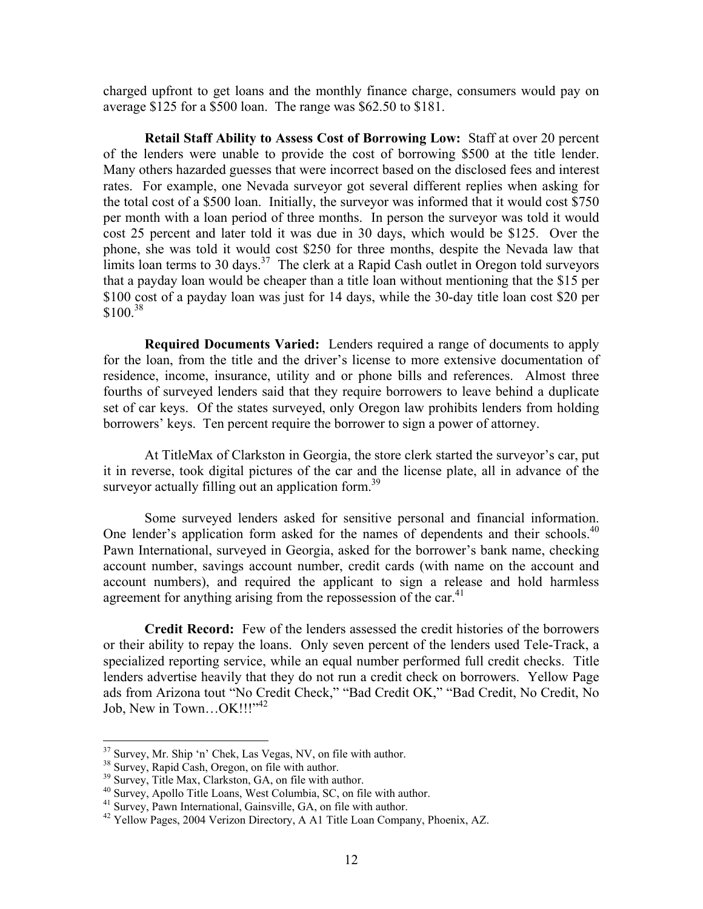charged upfront to get loans and the monthly finance charge, consumers would pay on average $125 for a $500 loan. The range was $62.50 to $181.

**Retail Staff Ability to Assess Cost of Borrowing Low:** Staff at over 20 percent of the lenders were unable to provide the cost of borrowing $500 at the title lender. Many others hazarded guesses that were incorrect based on the disclosed fees and interest rates. For example, one Nevada surveyor got several different replies when asking for the total cost of a $500 loan. Initially, the surveyor was informed that it would cost $750 per month with a loan period of three months. In person the surveyor was told it would cost 25 percent and later told it was due in 30 days, which would be $125. Over the phone, she was told it would cost $250 for three months, despite the Nevada law that limits loan terms to 30 days.[37] The clerk at a Rapid Cash outlet in Oregon told surveyors that a payday loan would be cheaper than a title loan without mentioning that the $15 per $100 cost of a payday loan was just for 14 days, while the 30-day title loan cost $20 per $100.[38]

**Required Documents Varied:** Lenders required a range of documents to apply for the loan, from the title and the driver's license to more extensive documentation of residence, income, insurance, utility and or phone bills and references. Almost three fourths of surveyed lenders said that they require borrowers to leave behind a duplicate set of car keys. Of the states surveyed, only Oregon law prohibits lenders from holding borrowers' keys. Ten percent require the borrower to sign a power of attorney.

At TitleMax of Clarkston in Georgia, the store clerk started the surveyor's car, put it in reverse, took digital pictures of the car and the license plate, all in advance of the surveyor actually filling out an application form.[39]

Some surveyed lenders asked for sensitive personal and financial information. One lender's application form asked for the names of dependents and their schools.[40] Pawn International, surveyed in Georgia, asked for the borrower's bank name, checking account number, savings account number, credit cards (with name on the account and account numbers), and required the applicant to sign a release and hold harmless agreement for anything arising from the repossession of the car.[41]

**Credit Record:** Few of the lenders assessed the credit histories of the borrowers or their ability to repay the loans. Only seven percent of the lenders used Tele-Track, a specialized reporting service, while an equal number performed full credit checks. Title lenders advertise heavily that they do not run a credit check on borrowers. Yellow Page ads from Arizona tout "No Credit Check," "Bad Credit OK," "Bad Credit, No Credit, No Job, New in Town…OK!!!"[42]

---

[37] Survey, Mr. Ship 'n' Chek, Las Vegas, NV, on file with author.
[38] Survey, Rapid Cash, Oregon, on file with author.
[39] Survey, Title Max, Clarkston, GA, on file with author.
[40] Survey, Apollo Title Loans, West Columbia, SC, on file with author.
[41] Survey, Pawn International, Gainsville, GA, on file with author.
[42] Yellow Pages, 2004 Verizon Directory, A A1 Title Loan Company, Phoenix, AZ.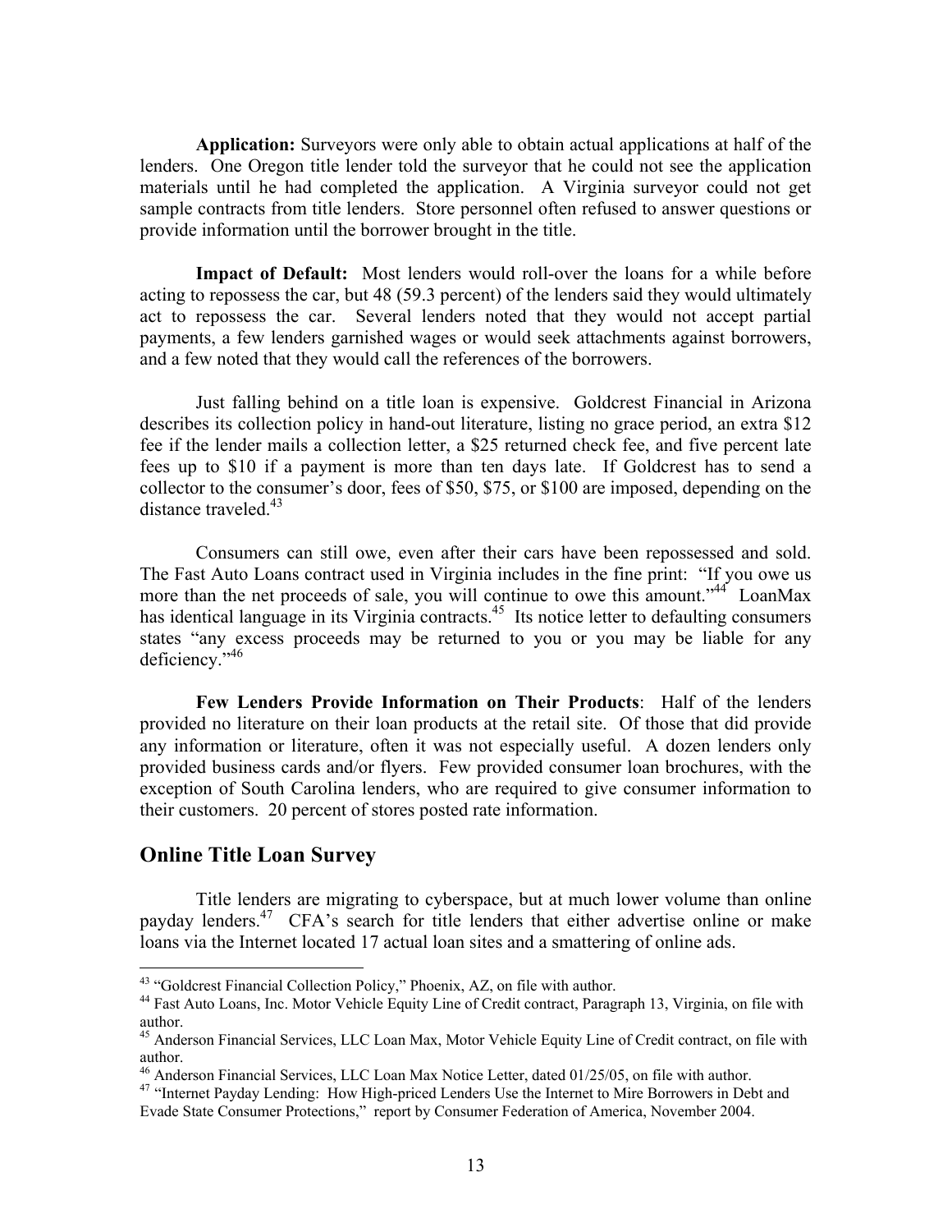**Application:** Surveyors were only able to obtain actual applications at half of the lenders. One Oregon title lender told the surveyor that he could not see the application materials until he had completed the application. A Virginia surveyor could not get sample contracts from title lenders. Store personnel often refused to answer questions or provide information until the borrower brought in the title.

**Impact of Default:** Most lenders would roll-over the loans for a while before acting to repossess the car, but 48 (59.3 percent) of the lenders said they would ultimately act to repossess the car. Several lenders noted that they would not accept partial payments, a few lenders garnished wages or would seek attachments against borrowers, and a few noted that they would call the references of the borrowers.

Just falling behind on a title loan is expensive. Goldcrest Financial in Arizona describes its collection policy in hand-out literature, listing no grace period, an extra $12 fee if the lender mails a collection letter, a $25 returned check fee, and five percent late fees up to $10 if a payment is more than ten days late. If Goldcrest has to send a collector to the consumer's door, fees of $50, $75, or $100 are imposed, depending on the distance traveled.[43]

Consumers can still owe, even after their cars have been repossessed and sold. The Fast Auto Loans contract used in Virginia includes in the fine print: "If you owe us more than the net proceeds of sale, you will continue to owe this amount."[44] LoanMax has identical language in its Virginia contracts.[45] Its notice letter to defaulting consumers states "any excess proceeds may be returned to you or you may be liable for any deficiency."[46]

**Few Lenders Provide Information on Their Products**: Half of the lenders provided no literature on their loan products at the retail site. Of those that did provide any information or literature, often it was not especially useful. A dozen lenders only provided business cards and/or flyers. Few provided consumer loan brochures, with the exception of South Carolina lenders, who are required to give consumer information to their customers. 20 percent of stores posted rate information.

## Online Title Loan Survey

Title lenders are migrating to cyberspace, but at much lower volume than online payday lenders.[47] CFA's search for title lenders that either advertise online or make loans via the Internet located 17 actual loan sites and a smattering of online ads.

---

[43] "Goldcrest Financial Collection Policy," Phoenix, AZ, on file with author.

[44] Fast Auto Loans, Inc. Motor Vehicle Equity Line of Credit contract, Paragraph 13, Virginia, on file with author.

[45] Anderson Financial Services, LLC Loan Max, Motor Vehicle Equity Line of Credit contract, on file with author.

[46] Anderson Financial Services, LLC Loan Max Notice Letter, dated 01/25/05, on file with author.

[47] "Internet Payday Lending: How High-priced Lenders Use the Internet to Mire Borrowers in Debt and Evade State Consumer Protections," report by Consumer Federation of America, November 2004.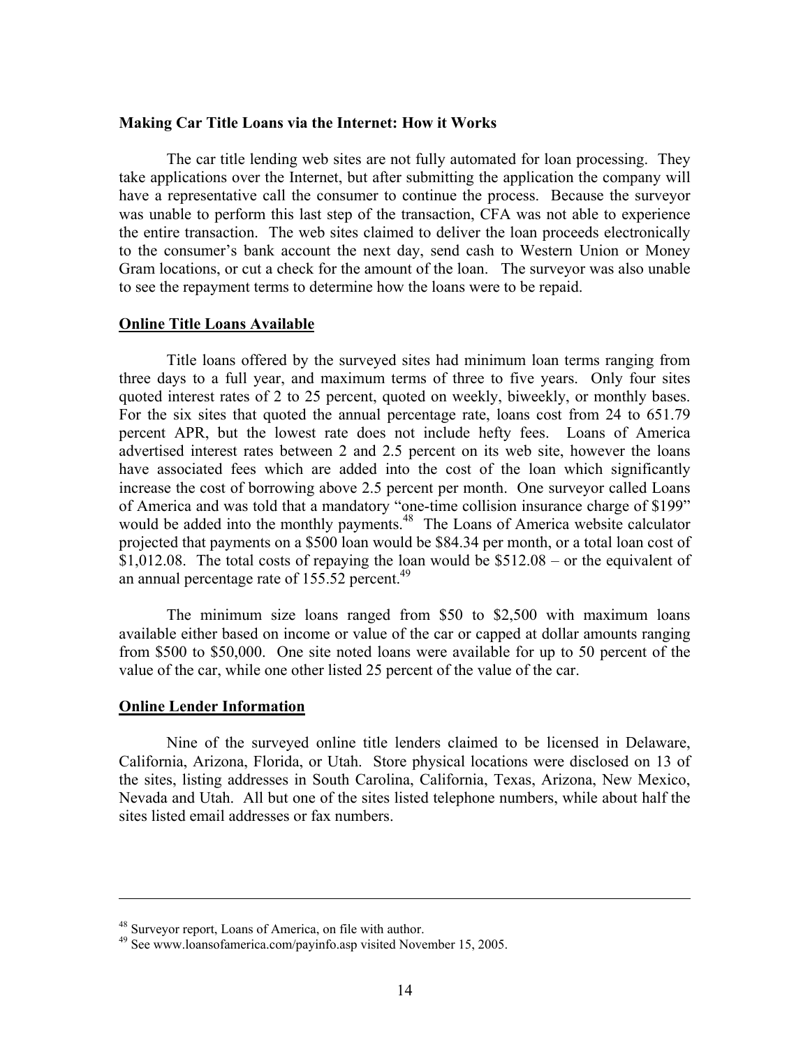**Making Car Title Loans via the Internet: How it Works**

The car title lending web sites are not fully automated for loan processing. They take applications over the Internet, but after submitting the application the company will have a representative call the consumer to continue the process. Because the surveyor was unable to perform this last step of the transaction, CFA was not able to experience the entire transaction. The web sites claimed to deliver the loan proceeds electronically to the consumer's bank account the next day, send cash to Western Union or Money Gram locations, or cut a check for the amount of the loan. The surveyor was also unable to see the repayment terms to determine how the loans were to be repaid.

**Online Title Loans Available**

Title loans offered by the surveyed sites had minimum loan terms ranging from three days to a full year, and maximum terms of three to five years. Only four sites quoted interest rates of 2 to 25 percent, quoted on weekly, biweekly, or monthly bases. For the six sites that quoted the annual percentage rate, loans cost from 24 to 651.79 percent APR, but the lowest rate does not include hefty fees. Loans of America advertised interest rates between 2 and 2.5 percent on its web site, however the loans have associated fees which are added into the cost of the loan which significantly increase the cost of borrowing above 2.5 percent per month. One surveyor called Loans of America and was told that a mandatory "one-time collision insurance charge of $199" would be added into the monthly payments.[48] The Loans of America website calculator projected that payments on a $500 loan would be $84.34 per month, or a total loan cost of $1,012.08. The total costs of repaying the loan would be $512.08 – or the equivalent of an annual percentage rate of 155.52 percent.[49]

The minimum size loans ranged from $50 to $2,500 with maximum loans available either based on income or value of the car or capped at dollar amounts ranging from $500 to $50,000. One site noted loans were available for up to 50 percent of the value of the car, while one other listed 25 percent of the value of the car.

**Online Lender Information**

Nine of the surveyed online title lenders claimed to be licensed in Delaware, California, Arizona, Florida, or Utah. Store physical locations were disclosed on 13 of the sites, listing addresses in South Carolina, California, Texas, Arizona, New Mexico, Nevada and Utah. All but one of the sites listed telephone numbers, while about half the sites listed email addresses or fax numbers.

---

[48] Surveyor report, Loans of America, on file with author.

[49] See www.loansofamerica.com/payinfo.asp visited November 15, 2005.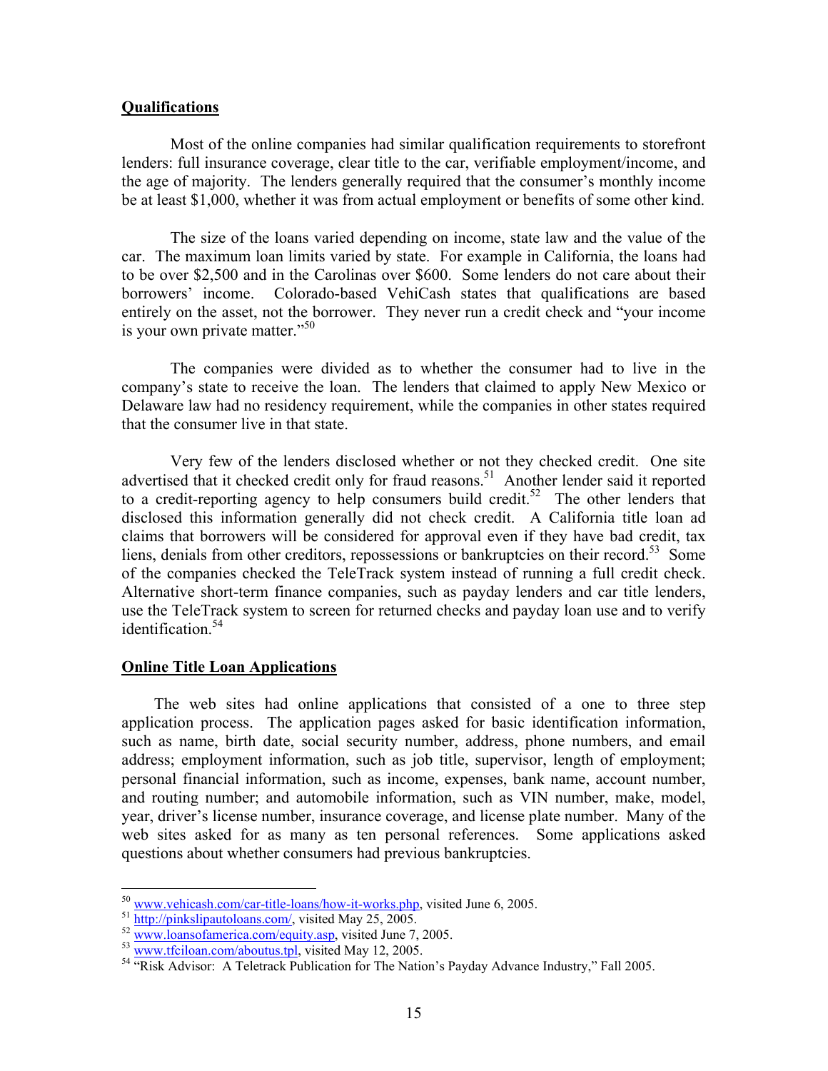## Qualifications

Most of the online companies had similar qualification requirements to storefront lenders: full insurance coverage, clear title to the car, verifiable employment/income, and the age of majority. The lenders generally required that the consumer's monthly income be at least $1,000, whether it was from actual employment or benefits of some other kind.

The size of the loans varied depending on income, state law and the value of the car. The maximum loan limits varied by state. For example in California, the loans had to be over $2,500 and in the Carolinas over $600. Some lenders do not care about their borrowers' income. Colorado-based VehiCash states that qualifications are based entirely on the asset, not the borrower. They never run a credit check and "your income is your own private matter."[50]

The companies were divided as to whether the consumer had to live in the company's state to receive the loan. The lenders that claimed to apply New Mexico or Delaware law had no residency requirement, while the companies in other states required that the consumer live in that state.

Very few of the lenders disclosed whether or not they checked credit. One site advertised that it checked credit only for fraud reasons.[51] Another lender said it reported to a credit-reporting agency to help consumers build credit.[52] The other lenders that disclosed this information generally did not check credit. A California title loan ad claims that borrowers will be considered for approval even if they have bad credit, tax liens, denials from other creditors, repossessions or bankruptcies on their record.[53] Some of the companies checked the TeleTrack system instead of running a full credit check. Alternative short-term finance companies, such as payday lenders and car title lenders, use the TeleTrack system to screen for returned checks and payday loan use and to verify identification.[54]

## Online Title Loan Applications

The web sites had online applications that consisted of a one to three step application process. The application pages asked for basic identification information, such as name, birth date, social security number, address, phone numbers, and email address; employment information, such as job title, supervisor, length of employment; personal financial information, such as income, expenses, bank name, account number, and routing number; and automobile information, such as VIN number, make, model, year, driver's license number, insurance coverage, and license plate number. Many of the web sites asked for as many as ten personal references. Some applications asked questions about whether consumers had previous bankruptcies.

---

[50] www.vehicash.com/car-title-loans/how-it-works.php, visited June 6, 2005.

[51] http://pinkslipautoloans.com/, visited May 25, 2005.

[52] www.loansofamerica.com/equity.asp, visited June 7, 2005.

[53] www.tfciloan.com/aboutus.tpl, visited May 12, 2005.

[54] "Risk Advisor: A Teletrack Publication for The Nation's Payday Advance Industry," Fall 2005.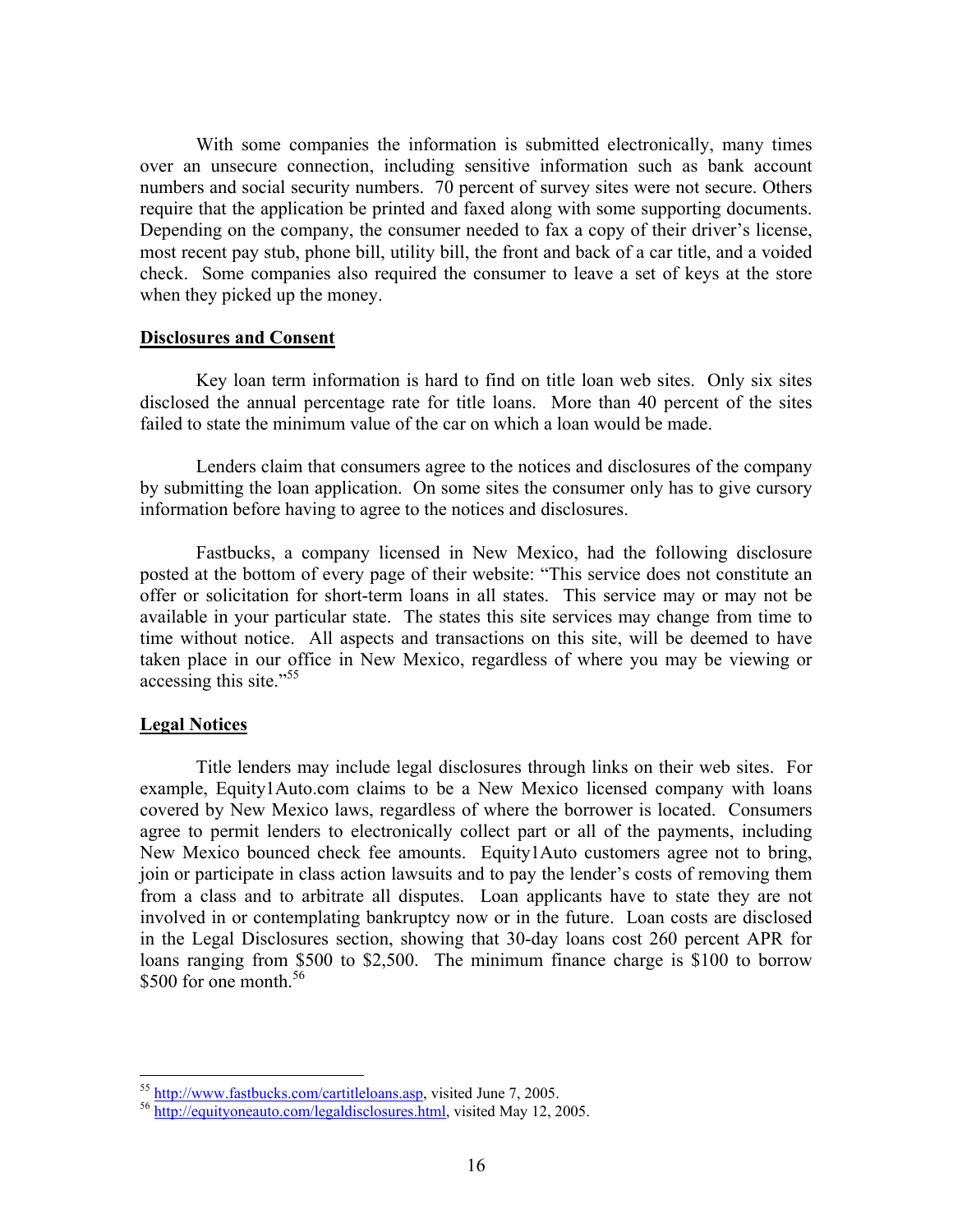With some companies the information is submitted electronically, many times over an unsecure connection, including sensitive information such as bank account numbers and social security numbers. 70 percent of survey sites were not secure. Others require that the application be printed and faxed along with some supporting documents. Depending on the company, the consumer needed to fax a copy of their driver's license, most recent pay stub, phone bill, utility bill, the front and back of a car title, and a voided check. Some companies also required the consumer to leave a set of keys at the store when they picked up the money.

## Disclosures and Consent

Key loan term information is hard to find on title loan web sites. Only six sites disclosed the annual percentage rate for title loans. More than 40 percent of the sites failed to state the minimum value of the car on which a loan would be made.

Lenders claim that consumers agree to the notices and disclosures of the company by submitting the loan application. On some sites the consumer only has to give cursory information before having to agree to the notices and disclosures.

Fastbucks, a company licensed in New Mexico, had the following disclosure posted at the bottom of every page of their website: "This service does not constitute an offer or solicitation for short-term loans in all states. This service may or may not be available in your particular state. The states this site services may change from time to time without notice. All aspects and transactions on this site, will be deemed to have taken place in our office in New Mexico, regardless of where you may be viewing or accessing this site."[55]

## Legal Notices

Title lenders may include legal disclosures through links on their web sites. For example, Equity1Auto.com claims to be a New Mexico licensed company with loans covered by New Mexico laws, regardless of where the borrower is located. Consumers agree to permit lenders to electronically collect part or all of the payments, including New Mexico bounced check fee amounts. Equity1Auto customers agree not to bring, join or participate in class action lawsuits and to pay the lender's costs of removing them from a class and to arbitrate all disputes. Loan applicants have to state they are not involved in or contemplating bankruptcy now or in the future. Loan costs are disclosed in the Legal Disclosures section, showing that 30-day loans cost 260 percent APR for loans ranging from $500 to $2,500. The minimum finance charge is $100 to borrow $500 for one month.[56]

---

[55] http://www.fastbucks.com/cartitleloans.asp, visited June 7, 2005.

[56] http://equityoneauto.com/legaldisclosures.html, visited May 12, 2005.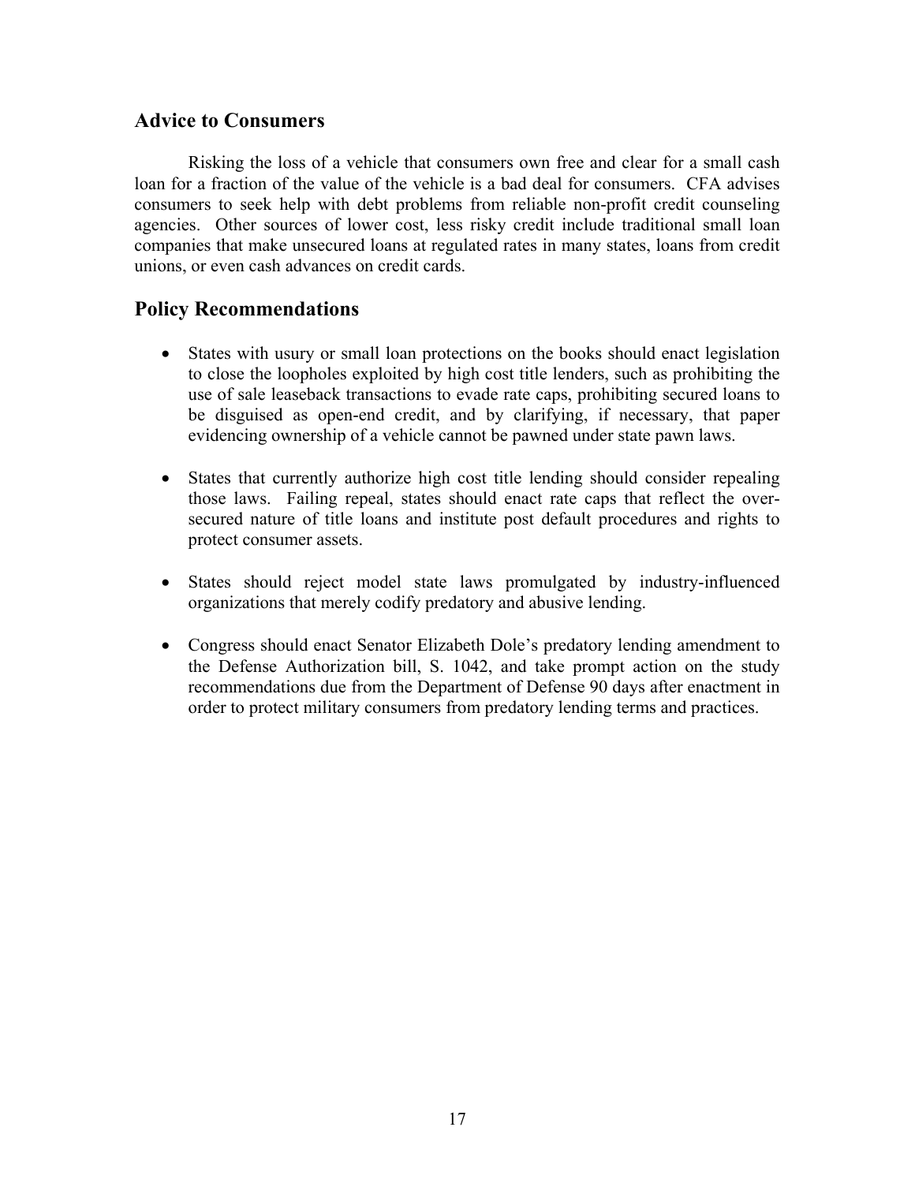## Advice to Consumers

Risking the loss of a vehicle that consumers own free and clear for a small cash loan for a fraction of the value of the vehicle is a bad deal for consumers. CFA advises consumers to seek help with debt problems from reliable non-profit credit counseling agencies. Other sources of lower cost, less risky credit include traditional small loan companies that make unsecured loans at regulated rates in many states, loans from credit unions, or even cash advances on credit cards.

## Policy Recommendations

- States with usury or small loan protections on the books should enact legislation to close the loopholes exploited by high cost title lenders, such as prohibiting the use of sale leaseback transactions to evade rate caps, prohibiting secured loans to be disguised as open-end credit, and by clarifying, if necessary, that paper evidencing ownership of a vehicle cannot be pawned under state pawn laws.

- States that currently authorize high cost title lending should consider repealing those laws. Failing repeal, states should enact rate caps that reflect the over-secured nature of title loans and institute post default procedures and rights to protect consumer assets.

- States should reject model state laws promulgated by industry-influenced organizations that merely codify predatory and abusive lending.

- Congress should enact Senator Elizabeth Dole's predatory lending amendment to the Defense Authorization bill, S. 1042, and take prompt action on the study recommendations due from the Department of Defense 90 days after enactment in order to protect military consumers from predatory lending terms and practices.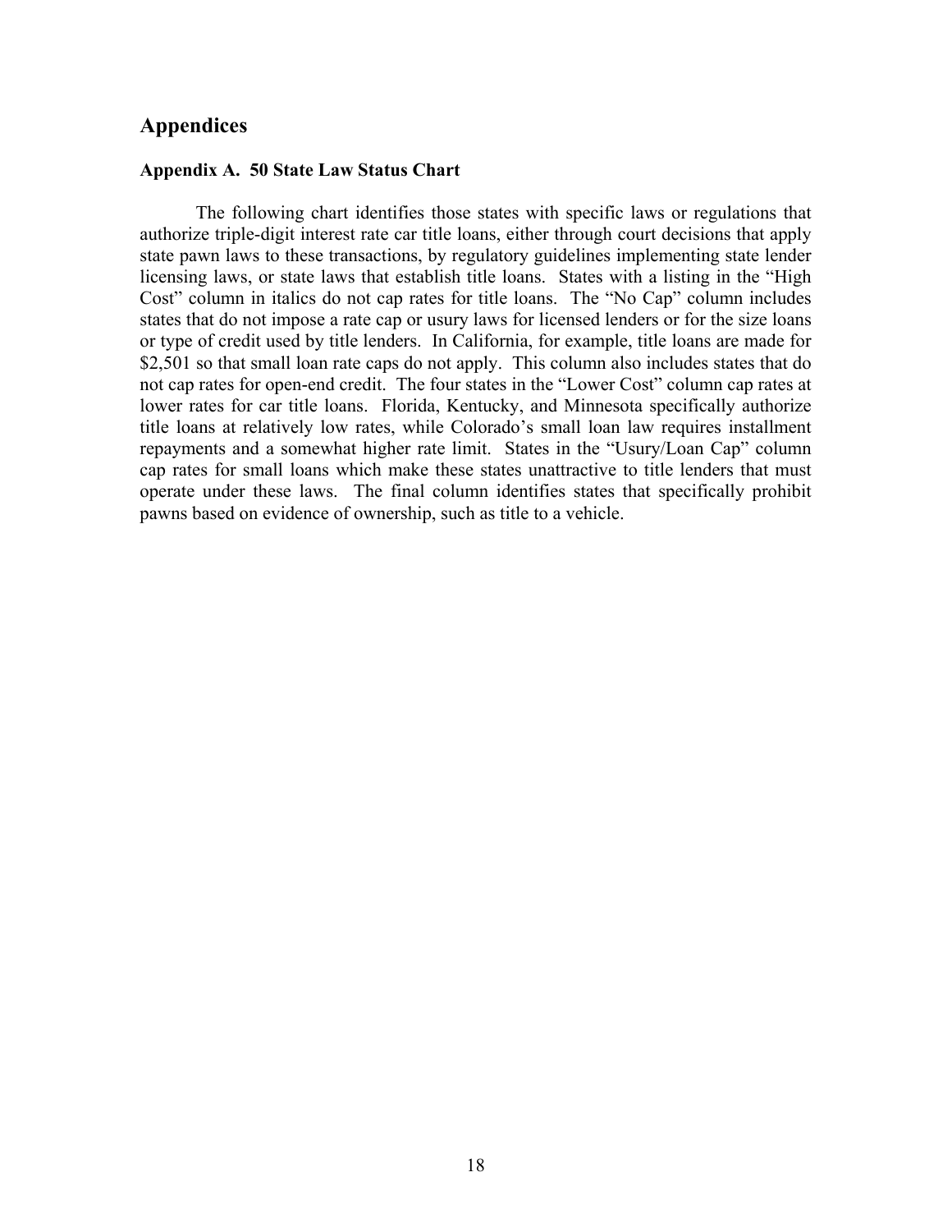## Appendices

### Appendix A. 50 State Law Status Chart

The following chart identifies those states with specific laws or regulations that authorize triple-digit interest rate car title loans, either through court decisions that apply state pawn laws to these transactions, by regulatory guidelines implementing state lender licensing laws, or state laws that establish title loans. States with a listing in the "High Cost" column in italics do not cap rates for title loans. The "No Cap" column includes states that do not impose a rate cap or usury laws for licensed lenders or for the size loans or type of credit used by title lenders. In California, for example, title loans are made for $2,501 so that small loan rate caps do not apply. This column also includes states that do not cap rates for open-end credit. The four states in the "Lower Cost" column cap rates at lower rates for car title loans. Florida, Kentucky, and Minnesota specifically authorize title loans at relatively low rates, while Colorado's small loan law requires installment repayments and a somewhat higher rate limit. States in the "Usury/Loan Cap" column cap rates for small loans which make these states unattractive to title lenders that must operate under these laws. The final column identifies states that specifically prohibit pawns based on evidence of ownership, such as title to a vehicle.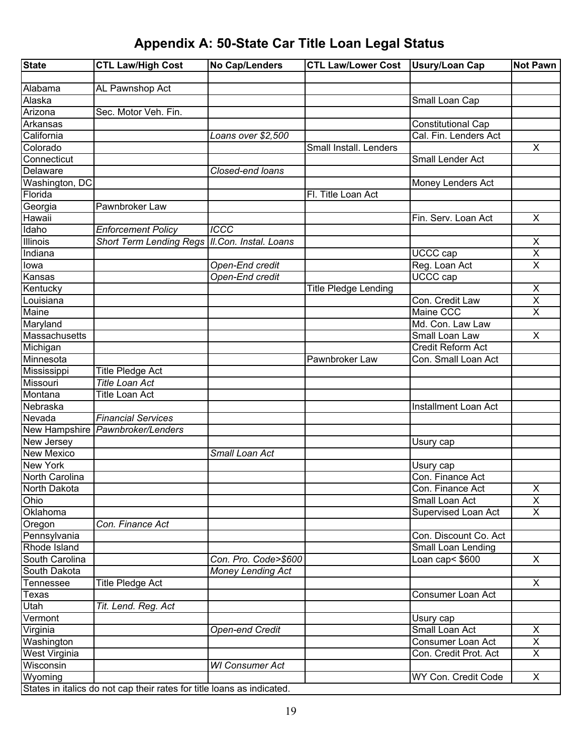# Appendix A: 50-State Car Title Loan Legal Status

| State | CTL Law/High Cost | No Cap/Lenders | CTL Law/Lower Cost | Usury/Loan Cap | Not Pawn |
|---|---|---|---|---|---|
| | | | | | |
| Alabama | AL Pawnshop Act | | | | |
| Alaska | | | | Small Loan Cap | |
| Arizona | Sec. Motor Veh. Fin. | | | | |
| Arkansas | | | | Constitutional Cap | |
| California | | *Loans over $2,500* | | Cal. Fin. Lenders Act | |
| Colorado | | | Small Install. Lenders | | X |
| Connecticut | | | | Small Lender Act | |
| Delaware | | *Closed-end loans* | | | |
| Washington, DC | | | | Money Lenders Act | |
| Florida | | | Fl. Title Loan Act | | |
| Georgia | Pawnbroker Law | | | | |
| Hawaii | | | | Fin. Serv. Loan Act | X |
| Idaho | *Enforcement Policy* | *ICCC* | | | |
| Illinois | *Short Term Lending Regs* | *Il.Con. Instal. Loans* | | | X |
| Indiana | | | | UCCC cap | X |
| Iowa | | *Open-End credit* | | Reg. Loan Act | X |
| Kansas | | *Open-End credit* | | UCCC cap | |
| Kentucky | | | Title Pledge Lending | | X |
| Louisiana | | | | Con. Credit Law | X |
| Maine | | | | Maine CCC | X |
| Maryland | | | | Md. Con. Law Law | |
| Massachusetts | | | | Small Loan Law | X |
| Michigan | | | | Credit Reform Act | |
| Minnesota | | | Pawnbroker Law | Con. Small Loan Act | |
| Mississippi | Title Pledge Act | | | | |
| Missouri | *Title Loan Act* | | | | |
| Montana | Title Loan Act | | | | |
| Nebraska | | | | Installment Loan Act | |
| Nevada | *Financial Services* | | | | |
| New Hampshire | *Pawnbroker/Lenders* | | | | |
| New Jersey | | | | Usury cap | |
| New Mexico | | *Small Loan Act* | | | |
| New York | | | | Usury cap | |
| North Carolina | | | | Con. Finance Act | |
| North Dakota | | | | Con. Finance Act | X |
| Ohio | | | | Small Loan Act | X |
| Oklahoma | | | | Supervised Loan Act | X |
| Oregon | *Con. Finance Act* | | | | |
| Pennsylvania | | | | Con. Discount Co. Act | |
| Rhode Island | | | | Small Loan Lending | |
| South Carolina | | *Con. Pro. Code>$600* | | Loan cap< $600 | X |
| South Dakota | | *Money Lending Act* | | | |
| Tennessee | Title Pledge Act | | | | X |
| Texas | | | | Consumer Loan Act | |
| Utah | *Tit. Lend. Reg. Act* | | | | |
| Vermont | | | | Usury cap | |
| Virginia | | *Open-end Credit* | | Small Loan Act | X |
| Washington | | | | Consumer Loan Act | X |
| West Virginia | | | | Con. Credit Prot. Act | X |
| Wisconsin | | *WI Consumer Act* | | | |
| Wyoming | | | | WY Con. Credit Code | X |

States in italics do not cap their rates for title loans as indicated.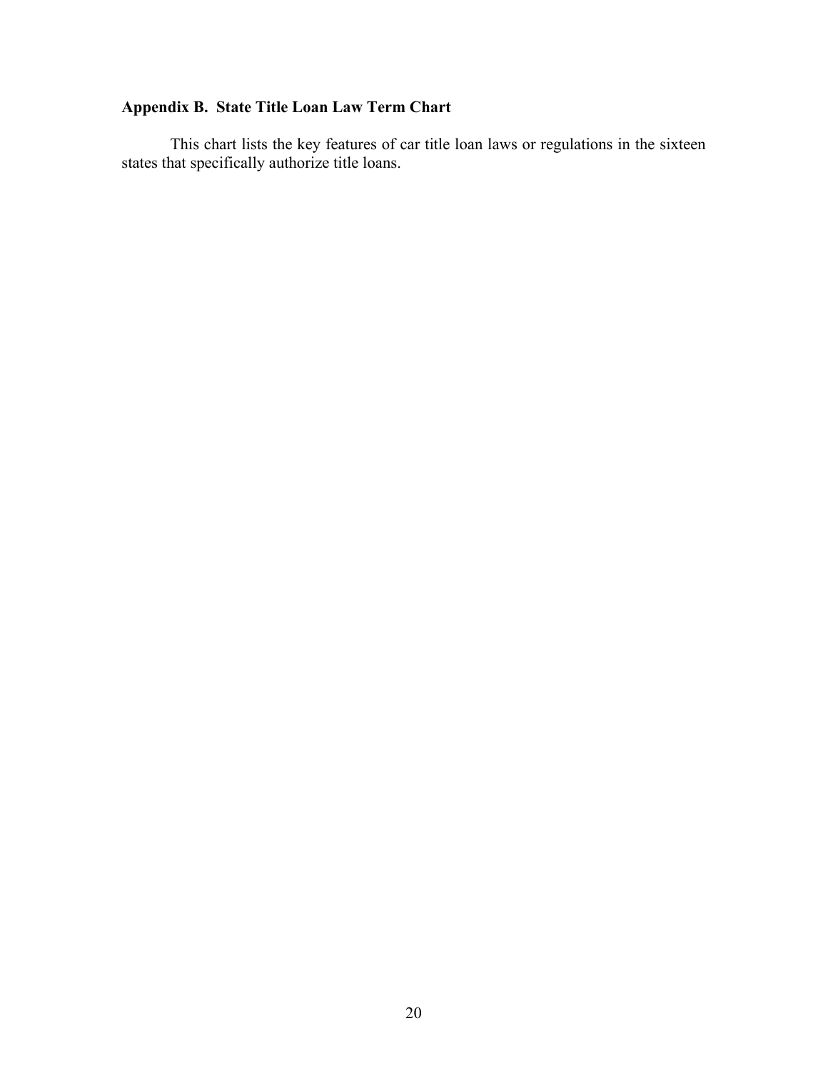### Appendix B. State Title Loan Law Term Chart

This chart lists the key features of car title loan laws or regulations in the sixteen states that specifically authorize title loans.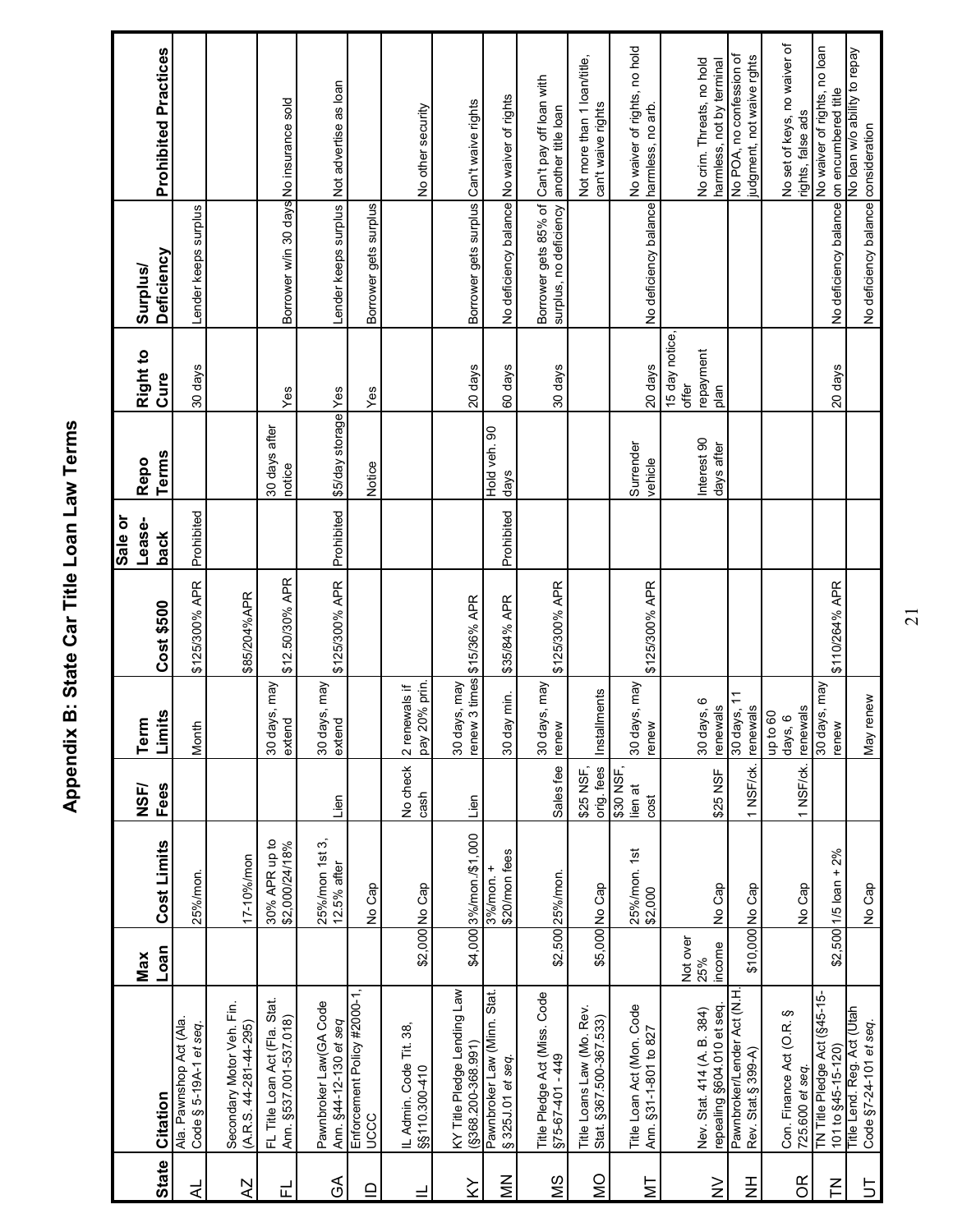# Appendix B: State Car Title Loan Law Terms

| State | Citation | Max Loan | Cost Limits | NSF/ Fees | Term Limits | Cost $500 | Sale or Lease-back | Repo Terms | Right to Cure | Surplus/ Deficiency | Prohibited Practices |
|---|---|---|---|---|---|---|---|---|---|---|---|
| AL | Ala. Pawnshop Act (Ala. Code § 5-19A-1 *et seq.* | | 25%/mon. | | Month | $125/300% APR | Prohibited | | 30 days | Lender keeps surplus | |
| AZ | Secondary Motor Veh. Fin. (A.R.S. 44-281-44-295) | | 17-10%/mon | | | $85/204%APR | | | | | |
| FL | FL Title Loan Act (Fla. Stat. Ann. §537.001-537.018) | | 30% APR up to $2,000/24/18% | | 30 days, may extend | $12.50/30% APR | | 30 days after notice | Yes | Borrower w/in 30 days | No insurance sold |
| GA | Pawnbroker Law(GA Code Ann. §44-12-130 *et seq* | | 25%/mon 1st 3, 12.5% after | Lien | 30 days, may extend | $125/300% APR | Prohibited | $5/day storage | Yes | Lender keeps surplus | Not advertise as loan |
| ID | Enforcement Policy #2000-1, UCCC | | No Cap | | | | | Notice | Yes | Borrower gets surplus | |
| IL | IL Admin. Code Tit. 38, §§110.300-410 | $2,000 | No Cap | No check cash | 2 renewals if pay 20% prin. | | | | | | No other security |
| KY | KY Title Pledge Lending Law (§368.200-368.991) | $4,000 | 3%/mon./$1,000 | Lien | 30 days, may renew 3 times | $15/36% APR | | | 20 days | Borrower gets surplus | Can't waive rights |
| MN | Pawnbroker Law (Minn. Stat. § 325J.01 *et seq.* | | 3%/mon. + $20/mon fees | | 30 day min. | $35/84% APR | Prohibited | Hold veh. 90 days | 60 days | No deficiency balance | No waiver of rights |
| MS | Title Pledge Act (Miss. Code §75-67-401 - 449 | $2,500 | 25%/mon. | Sales fee | 30 days, may renew | $125/300% APR | | | 30 days | Borrower gets 85% of surplus, no deficiency | Can't pay off loan with another title loan |
| MO | Title Loans Law (Mo. Rev. Stat. §367.500-367.533) | $5,000 | No Cap | $25 NSF, orig. fees | Installments | | | | | | Not more than 1 loan/title, can't waive rights |
| MT | Title Loan Act (Mon. Code Ann. §31-1-801 to 827 | | 25%/mon. 1st $2,000 | $30 NSF, lien at cost | 30 days, may renew | $125/300% APR | | Surrender vehicle | 20 days | No deficiency balance | No waiver of rights, no hold harmless, no arb. |
| NV | Nev. Stat. 414 (A. B. 384) repealing §604.010 et seq. | Not over 25% income | No Cap | $25 NSF | 30 days, 6 renewals | | | Interest 90 days after | 15 day notice, offer repayment plan | | No crim. Threats, no hold harmless, not by terminal |
| NH | Pawnbroker/Lender Act (N.H. Rev. Stat.§ 399-A) | $10,000 | No Cap | 1 NSF/ck. | 30 days, 11 renewals | | | | | | No POA, no confession of judgment, not waive rghts |
| OR | Con. Finance Act (O.R. § 725.600 *et seq.* | | No Cap | 1 NSF/ck. | up to 60 days, 6 renewals | | | | | | No set of keys, no waiver of rights, false ads |
| TN | TN Title Pledge Act (§45-15-101 to §45-15-120) | $2,500 | 1/5 loan + 2% | | 30 days, may renew | $110/264% APR | | | 20 days | No deficiency balance | No waiver of rights, no loan on encumbered title |
| UT | Title Lend. Reg. Act (Utah Code §7-24-101 *et seq.* | | No Cap | | May renew | | | | | No deficiency balance | No loan w/o ability to repay consideration |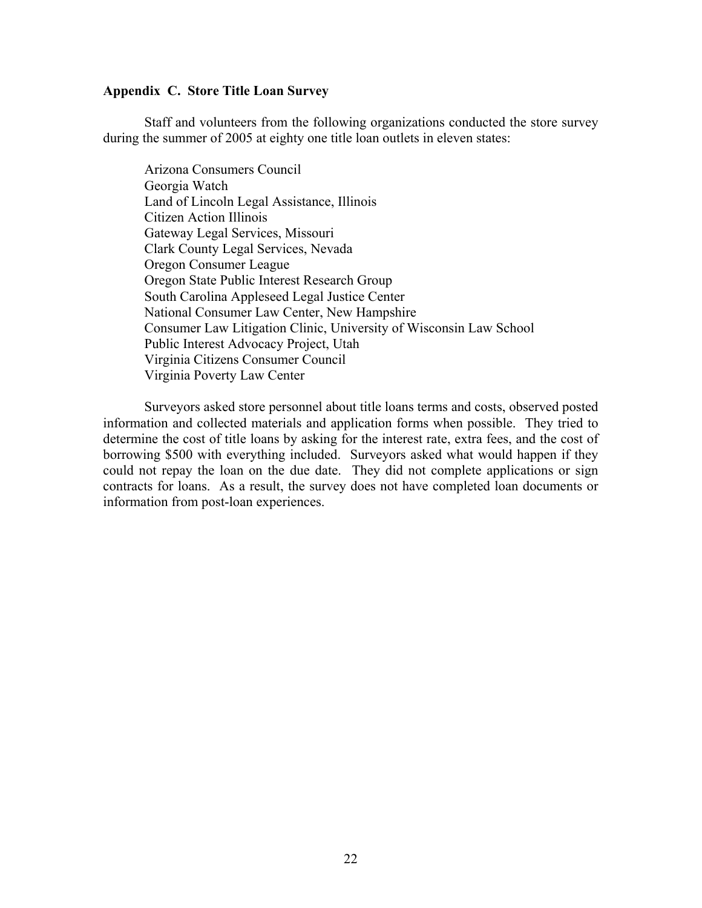### Appendix C. Store Title Loan Survey

Staff and volunteers from the following organizations conducted the store survey during the summer of 2005 at eighty one title loan outlets in eleven states:

Arizona Consumers Council
Georgia Watch
Land of Lincoln Legal Assistance, Illinois
Citizen Action Illinois
Gateway Legal Services, Missouri
Clark County Legal Services, Nevada
Oregon Consumer League
Oregon State Public Interest Research Group
South Carolina Appleseed Legal Justice Center
National Consumer Law Center, New Hampshire
Consumer Law Litigation Clinic, University of Wisconsin Law School
Public Interest Advocacy Project, Utah
Virginia Citizens Consumer Council
Virginia Poverty Law Center

Surveyors asked store personnel about title loans terms and costs, observed posted information and collected materials and application forms when possible. They tried to determine the cost of title loans by asking for the interest rate, extra fees, and the cost of borrowing $500 with everything included. Surveyors asked what would happen if they could not repay the loan on the due date. They did not complete applications or sign contracts for loans. As a result, the survey does not have completed loan documents or information from post-loan experiences.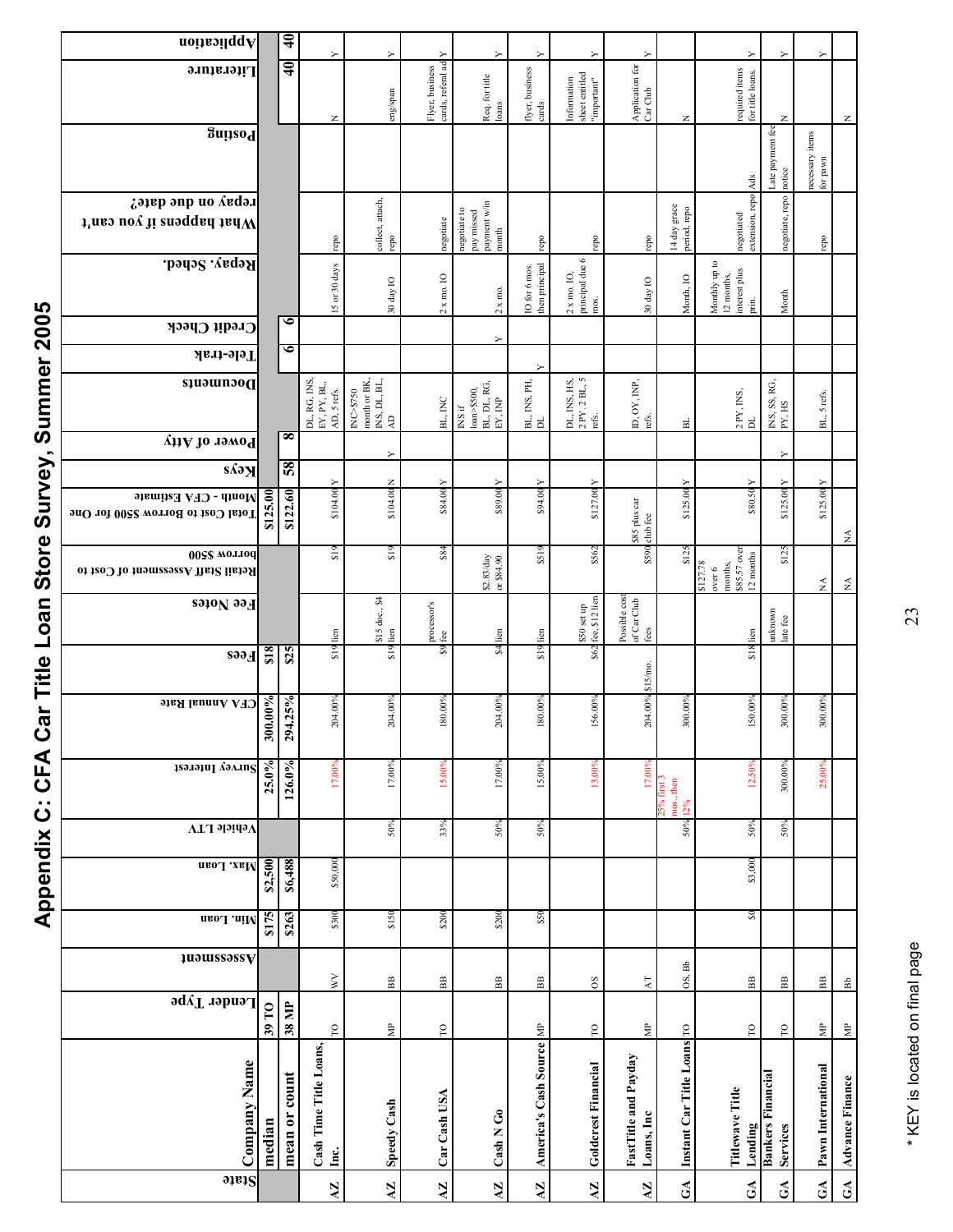# Appendix C: CFA Car Title Loan Store Survey, Summer 2005

| State | Company Name | Lender Type | Assessment | Min. Loan | Max. Loan | Vehicle LTV | Survey Interest | CFA Annual Rate | Fees | Fee Notes | Retail Staff Assessment of Cost to borrow $500 | Total Cost to Borrow $500 for One Month - CFA Estimate | Keys | Power of Atty | Documents | Tele-trak | Credit Check | Repay. Sched. | What happens if you can't repay on due date? | Posting | Literature | Application |
|---|---|---|---|---|---|---|---|---|---|---|---|---|---|---|---|---|---|---|---|---|---|---|
| | **median** | **39 TO** | | **$175** | **$2,500** | | **25.0%** | **300.00%** | **$18** | | | **$125.00** | | | | | | | | | | |
| | **mean or count** | **38 MP** | | **$263** | **$6,488** | | **126.0%** | **294.25%** | **$25** | | | **$122.60** | **58** | **8** | | **6** | **6** | | | | **40** | **40** |
| AZ | **Cash Time Title Loans, Inc.** | TO | WV | $300 | $50,000 | | 17.00% | 204.00% | $19 | lien | $19 | $104.00 | Y | | DL, RG, INS, EY, PY, BL, AD, 5 refs. | | | 15 or 30 days | repo | | N | Y |
| AZ | **Speedy Cash** | MP | BB | $150 | | 50% | 17.00% | 204.00% | $19 | $15 doc., $4 lien | $19 | $104.00 | N | Y | INC>$750 month or BK, INS, DL, BL, AD | | | 30 day IO | collect, attach, repo | | eng/span | Y |
| AZ | **Car Cash USA** | TO | BB | $200 | | 33% | 15.00% | 180.00% | $9 | processor's fee | $84 | $84.00 | Y | | BL, INC | | | 2 x mo. IO | negotiate | | Flyer, business cards, referal ad | Y |
| AZ | **Cash N Go** | | BB | $200 | | 50% | 17.00% | 204.00% | $4 | lien | $2.83/day or $84.90 | $89.00 | Y | | INS if loan>$500, BL, DL, RG, EY, INP | | Y | 2 x mo. | negotiate to pay missed payment w/in month | | Req. for title loans | Y |
| AZ | **America's Cash Source** | MP | BB | $50 | | 50% | 15.00% | 180.00% | $19 | lien | $519 | $94.00 | Y | | BL, INS, PH, DL | Y | | IO for 6 mos. then principal | repo | | flyer, business cards | Y |
| AZ | **Goldcrest Financial** | TO | OS | | | | 13.00% | 156.00% | $62 | $50 set up fee, $12 lien | $562 | $127.00 | Y | | DL, INS, HS, 2 PY, 2 BL, 5 refs. | | | 2 x mo. IO, principal due 6 mos. | repo | | Information sheet entitled "important" | Y |
| AZ | **FastTitle and Payday Loans, Inc** | MP | AT | | | | 17.00% | 204.00% | $15/mo. | Possible cost of Car Club fees | $550 | $85 plus car club fee | | | ID, OY, INP, refs. | | | 30 day IO | repo | | Application for Car Club | Y |
| GA | **Instant Car Title Loans** | TO | OS, Bb | | | 50% | 25% first 3 mos., then 12% | 300.00% | | | $125 | $125.00 | Y | | BL | | | Month, IO | 14 day grace period, repo | | N | |
| GA | **Titlewave Title Lending** | TO | BB | $0 | $3,000 | 50% | 12.50% | 150.00% | $18 | lien | $127.78 over 6 months, $85.57 over 12 months | $80.50 | Y | | 2 PY, INS, DL | | | Monthly up to 12 months, interest plus prin. | negotiated extension, repo | Ads | required items for title loans. | Y |
| GA | **Bankers Financial Services** | TO | BB | | | 50% | 300.00% | 300.00% | | unknown late fee | $125 | $125.00 | Y | Y | INS, SS, RG, PY, HS | | | Month | negotiate, repo | Late payment fee notice | N | Y |
| GA | **Pawn International** | MP | BB | | | | 25.00% | 300.00% | | | NA | $125.00 | Y | | BL, 5 refs. | | | | repo | necessary items for pawn | | Y |
| GA | **Advance Finance** | MP | Bb | | | | | | | | NA | NA | | | | | | | | | N | |

* KEY is located on final page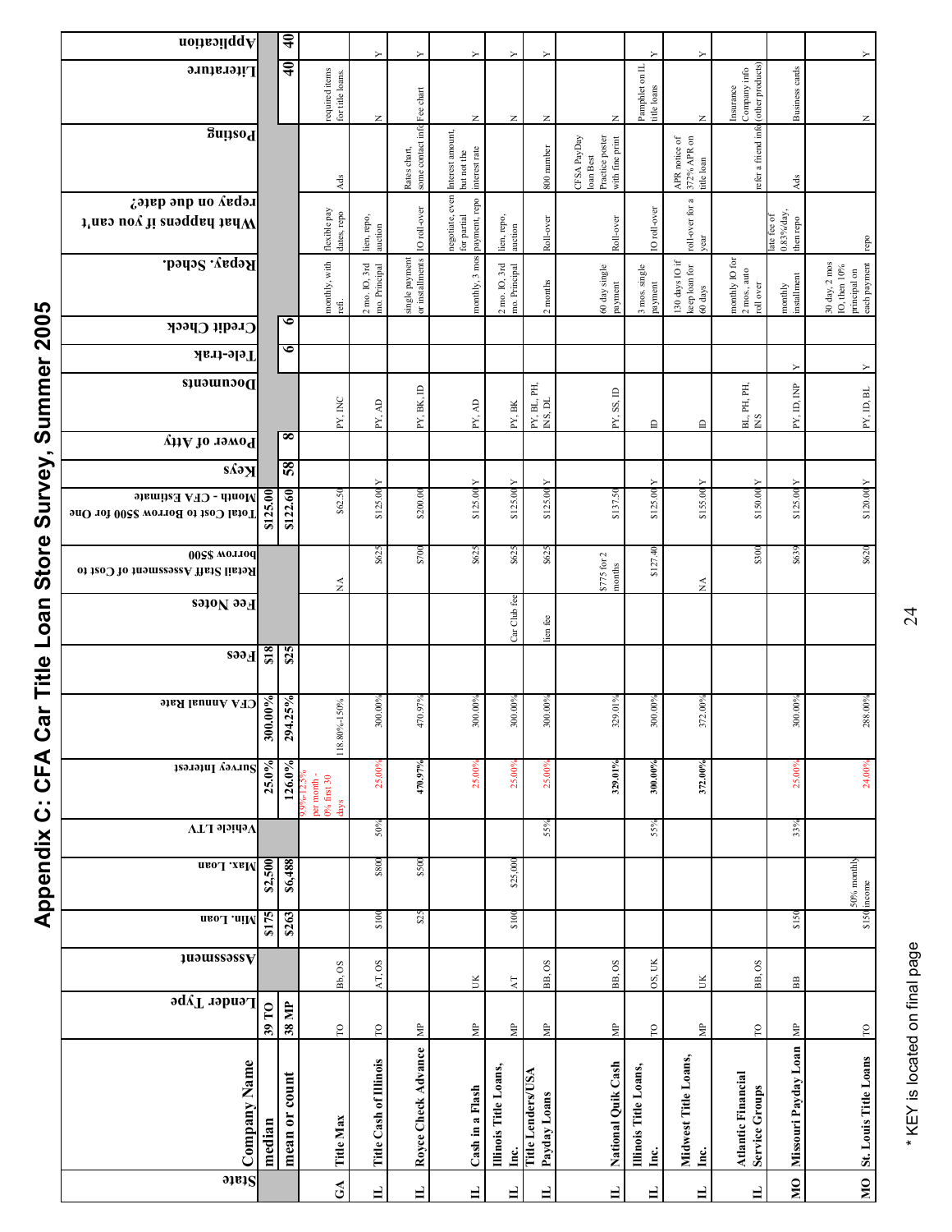# Appendix C: CFA Car Title Loan Store Survey, Summer 2005

| State | Company Name | Lender Type | Assessment | Min. Loan | Max. Loan | Vehicle LTV | Survey Interest | CFA Annual Rate | Fees | Fee Notes | Retail Staff Assessment of Cost to borrow $500 | Total Cost to Borrow $500 for One Month - CFA Estimate | Keys | Power of Atty | Documents | Tele-trak | Credit Check | Repay. Sched. | What happens if you can't repay on due date? | Posting | Literature | Application |
|---|---|---|---|---|---|---|---|---|---|---|---|---|---|---|---|---|---|---|---|---|---|---|
| | **median** | **39 TO** | | **$175** | **$2,500** | | **25.0%** | **300.00%** | **$18** | | | **$125.00** | | | | | | | | | | |
| | **mean or count** | **38 MP** | | **$263** | **$6,488** | | **126.0%** | **294.25%** | **$25** | | | **$122.60** | **58** | **8** | | **6** | **6** | | | | **40** | **40** |
| GA | **Title Max** | TO | Bb, OS | | | | 9.9%-12.5% per month - 0% first 30 days | 118.80%-150% | | | NA | $62.50 | | | PY, INC | | | monthly, with refi. | flexible pay dates, repo | Ads | required items for title loans. | |
| IL | **Title Cash of Illinois** | TO | AT, OS | $100 | $800 | 50% | 25.00% | 300.00% | | | $625 | $125.00 | Y | | PY, AD | | | 2 mo. IO, 3rd mo. Principal | lien, repo, auction | | N | Y |
| IL | **Royce Check Advance** | MP | | $25 | $500 | | 470.97% | 470.97% | | | $700 | $200.00 | | | PY, BK, ID | | | single payment or installments | IO roll-over | Rates chart, some contact info | Fee chart | Y |
| IL | **Cash in a Flash** | MP | UK | | | | 25.00% | 300.00% | | | $625 | $125.00 | Y | | PY, AD | | | monthly, 3 mos | negotiate, even for partial payment, repo | Interest amount, but not the interest rate | N | Y |
| IL | **Illinois Title Loans, Inc.** | MP | AT | $100 | $25,000 | | 25.00% | 300.00% | | Car Club fee | $625 | $125.00 | Y | | PY, BK | | | 2 mo. IO, 3rd mo. Principal | lien, repo, auction | | N | Y |
| IL | **Title Lenders/USA Payday Loans** | MP | BB, OS | | | 55% | 25.00% | 300.00% | | lien fee | $625 | $125.00 | Y | | PY, BL, PH, INS, DL | | | 2 months | Roll-over | 800 number | N | Y |
| IL | **National Quik Cash** | MP | BB, OS | | | | 329.01% | 329.01% | | | $775 for 2 months | $137.50 | | | PY, SS, ID | | | 60 day single payment | Roll-over | CFSA PayDay loan Best Practice poster with fine print | N | |
| IL | **Illinois Title Loans, Inc.** | TO | OS, UK | | | 55% | 300.00% | 300.00% | | | $127.40 | $125.00 | Y | | ID | | | 3 mos. single payment | IO roll-over | | Pamphlet on IL title loans | Y |
| IL | **Midwest Title Loans, Inc.** | MP | UK | | | | 372.00% | 372.00% | | | NA | $155.00 | Y | | ID | | | 130 days IO if keep loan for 60 days | roll-over for a year | APR notice of 372% APR on title loan | N | Y |
| IL | **Atlantic Financial Service Groups** | TO | BB, OS | | | | | | | | $300 | $150.00 | Y | | BL, PH, PH, INS | | | monthly IO for 2 mos., auto roll over | | refer a friend info | Insurance Company info (other products) | |
| MO | **Missouri Payday Loan** | MP | BB | $150 | | 33% | 25.00% | 300.00% | | | $639 | $125.00 | Y | | PY, ID, INP | Y | | monthly installment | late fee of 0.83%/day, then repo | Ads | Business cards | |
| MO | **St. Louis Title Loans** | TO | | $150 | 50% monthly income | | 24.00% | 288.00% | | | $620 | $120.00 | Y | | PY, ID, BL | Y | | 30 day, 2 mos IO, then 10% principal on each payment | repo | | N | Y |

\* KEY is located on final page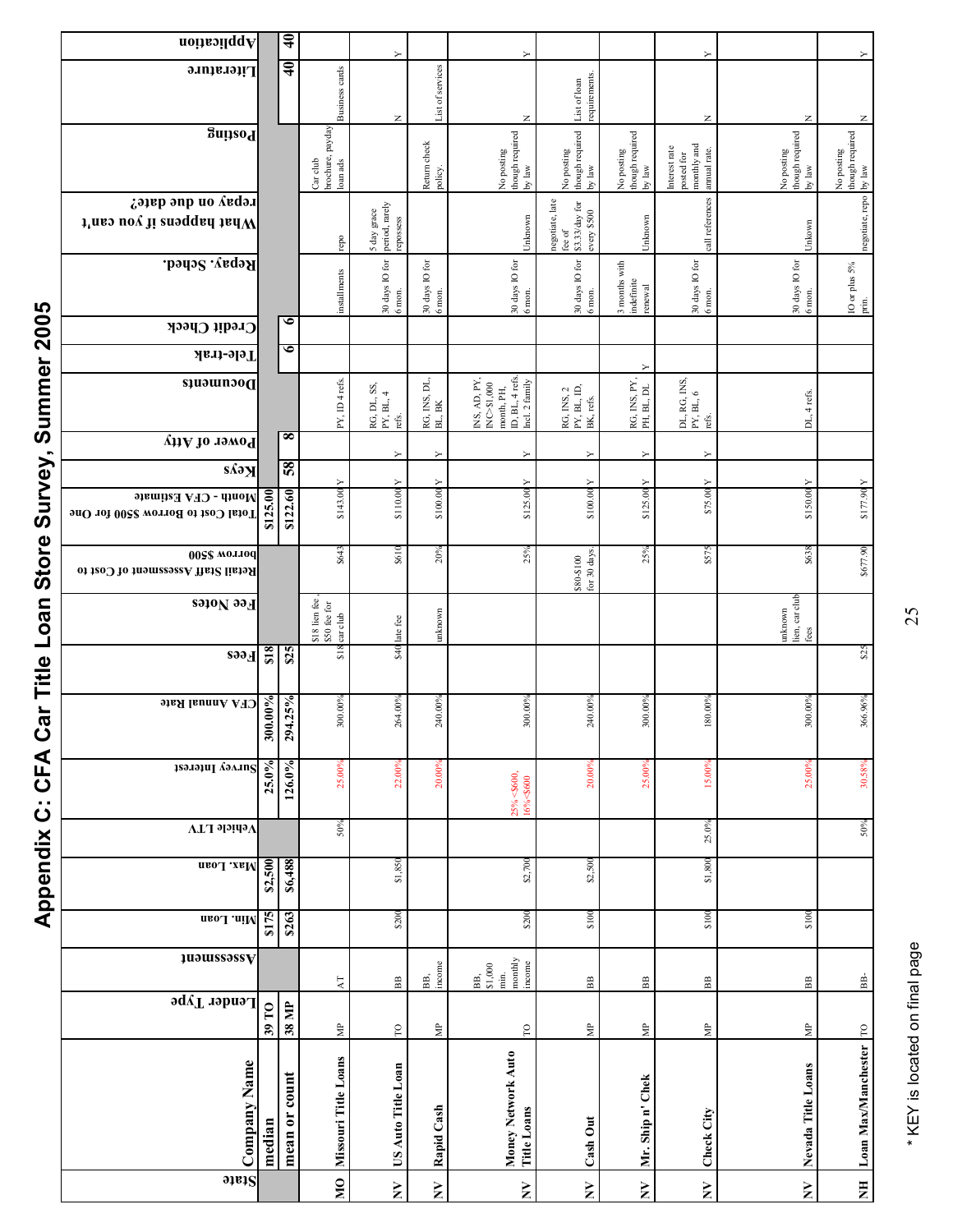# Appendix C: CFA Car Title Loan Store Survey, Summer 2005

| State | Company Name | Lender Type | Assessment | Min. Loan | Max. Loan | Vehicle LTV | Survey Interest | CFA Annual Rate | Fees | Fee Notes | Retail Staff Assessment of Cost to borrow $500 | Total Cost to Borrow $500 for One Month - CFA Estimate | Keys | Power of Atty | Documents | Tele-trak | Credit Check | Repay. Sched. | What happens if you can't repay on due date? | Posting | Literature | Application |
|---|---|---|---|---|---|---|---|---|---|---|---|---|---|---|---|---|---|---|---|---|---|---|
| | median | 39 TO | | $175 | $2,500 | | 25.0% | 300.00% | $18 | | | $125.00 | | | | | | | | | | |
| | mean or count | 38 MP | | $263 | $6,488 | | 126.0% | 294.25% | $25 | | | $122.60 | 58 | 8 | | 6 | 6 | | | | 40 | 40 |
| MO | Missouri Title Loans | MP | AT | | | 50% | 25.00% | 300.00% | $18 | $18 lien fee, $50 fee for car club | $643 | $143.00 | Y | | PY, ID 4 refs. | | | installments | repo | Car club brochure, payday loan ads | Business cards | |
| NV | US Auto Title Loan | TO | BB | $200 | $1,850 | | 22.00% | 264.00% | $40 | late fee | $610 | $110.00 | Y | Y | RG, DL, SS, PY, BL, 4 refs. | | | 30 days IO for 6 mon. | 5 day grace period, rarely repossess | | N | Y |
| NV | Rapid Cash | MP | BB, income | | | | 20.00% | 240.00% | | unknown | 20% | $100.00 | Y | Y | RG, INS, DL, BL, BK | | | 30 days IO for 6 mon. | | Return check policy. | List of services | |
| NV | Money Network Auto Title Loans | TO | BB, $1,000 min. monthly income | $200 | $2,700 | | 25% <$600, 16%<$600 | 300.00% | | | 25% | $125.00 | Y | Y | INS, AD, PY, INC>$1,000 month, PH, ID, BL, 4 refs. Incl. 2 family | | | 30 days IO for 6 mon. | Unknown | No posting though required by law | N | Y |
| NV | Cash Out | MP | BB | $100 | $2,500 | | 20.00% | 240.00% | | | $80-$100 for 30 days. | $100.00 | Y | Y | RG, INS, 2 PY, BL, ID, BK, refs. | | | 30 days IO for 6 mon. | negotiate, late fee of $3.33/day for every $500 | No posting though required by law | List of loan requirements. | |
| NV | Mr. Ship n' Chek | MP | BB | | | | 25.00% | 300.00% | | | 25% | $125.00 | Y | Y | RG, INS, PY, PH, BL, DL | Y | | 3 months with indefinite renewal | Unknown | No posting though required by law | | |
| NV | Check City | MP | BB | $100 | $1,800 | 25.0% | 15.00% | 180.00% | | | $575 | $75.00 | Y | Y | DL, RG, INS, PY, BL, 6 refs. | | | 30 days IO for 6 mon. | call references | Interest rate posted for monthly and annual rate. | N | Y |
| NV | Nevada Title Loans | MP | BB | $100 | | | 25.00% | 300.00% | | unknown lien, car club fees | $638 | $150.00 | Y | | DL, 4 refs. | | | 30 days IO for 6 mon. | Unkown | No posting though required by law | N | |
| NH | Loan Max/Manchester | TO | BB- | | | 50% | 30.58% | 366.96% | $25 | | $677.90 | $177.90 | Y | | | | | IO or plus 5% prin. | negotiate, repo | No posting though required by law | N | Y |

\* KEY is located on final page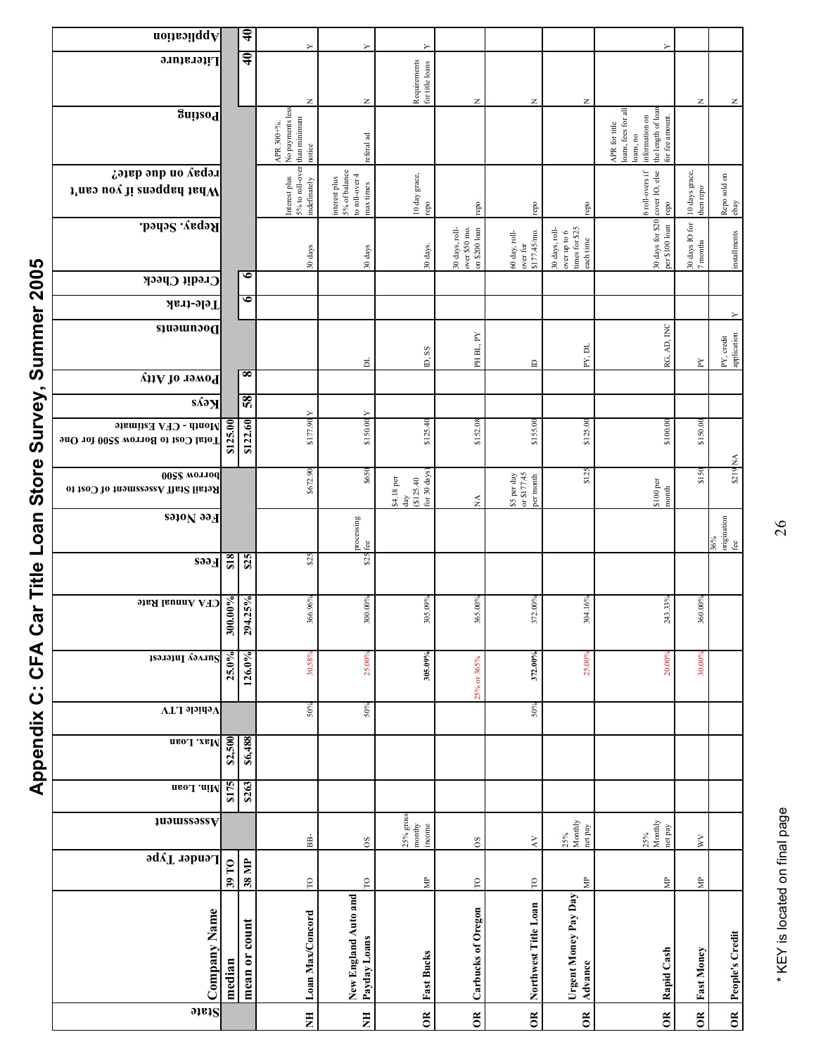# Appendix C: CFA Car Title Loan Store Survey, Summer 2005

| State | Company Name | Lender Type | Assessment | Min. Loan | Max. Loan | Vehicle LTV | Survey Interest | CFA Annual Rate | Fees | Fee Notes | Retail Staff Assessment of Cost to borrow $500 | Total Cost to Borrow $500 for One Month - CFA Estimate | Keys | Power of Atty | Documents | Tele-trak | Credit Check | Repay. Sched. | What happens if you can't repay on due date? | Posting | Literature | Application |
|---|---|---|---|---|---|---|---|---|---|---|---|---|---|---|---|---|---|---|---|---|---|---|
| | median | 39 TO | | $175 | $2,500 | | 25.0% | 300.00% | $18 | | | $125.00 | | | | | | | | | | |
| | mean or count | 38 MP | | $263 | $6,488 | | 126.0% | 294.25% | $25 | | | $122.60 | 58 | 8 | | 6 | 6 | | | | 40 | 40 |
| NH | Loan Max/Concord | TO | BB- | | | 50% | 30.58% | 366.96% | $25 | | $672.90 | $177.90 | Y | | | | | 30 days | Interest plus 5% to roll-over indefinately | APR 300+%. No payments less than minimum notice | N | Y |
| NH | New England Auto and Payday Loans | TO | OS | | | 50% | 25.00% | 300.00% | $25 | processing fee | $650 | $150.00 | Y | | DL | | | 30 days | interest plus 5% of balance to roll-over 4 max times | referal ad | N | Y |
| OR | Fast Bucks | MP | 25% gross monthy income | | | | 305.09% | 305.09% | | | $4.18 per day ($125.40 for 30 days) | $125.40 | | | ID, SS | | | 30 days. | 10 day grace, repo | | Requirements for title loans | Y |
| OR | Carbucks of Oregon | TO | OS | | | | 25% or 365% | 365.00% | | | NA | $152.08 | | | PH BL, PY | | | 30 days, roll-over $50 mo. on $200 loan | repo | | N | |
| OR | Northwest Title Loan | TO | AV | | | 50% | 372.00% | 372.00% | | | $5 per day or $177.45 per month | $155.00 | | | ID | | | 60 day, roll-over for $177.45/mo. | repo | | N | |
| OR | Urgent Money Pay Day Advance | MP | 25% Monthly net pay | | | | 25.00% | 304.16% | | | $125 | $125.00 | | | PY, DL | | | 30 days, roll-over up to 6 times for $25 each time | repo | | N | |
| OR | Rapid Cash | MP | 25% Monthly net pay | | | | 20.00% | 243.33% | | | $100 per month | $100.00 | | | RG, AD, INC | | | 30 days for $20 per $100 loan | 6 roll-overs if cover IO, else repo | APR for title loans, fees for all loans, no information on the length of loan for fee amount. | | Y |
| OR | Fast Money | MP | WV | | | | 30.00% | 360.00% | | | $150 | $150.00 | | | PY | | | 30 days IO for 7 months | 10 days grace, then repo | | N | |
| OR | People's Credit | | | | | | | | | 36% origination fee | $219 | NA | | | PY, credit application | Y | | installments | Repo sold on ebay | | N | |

\* KEY is located on final page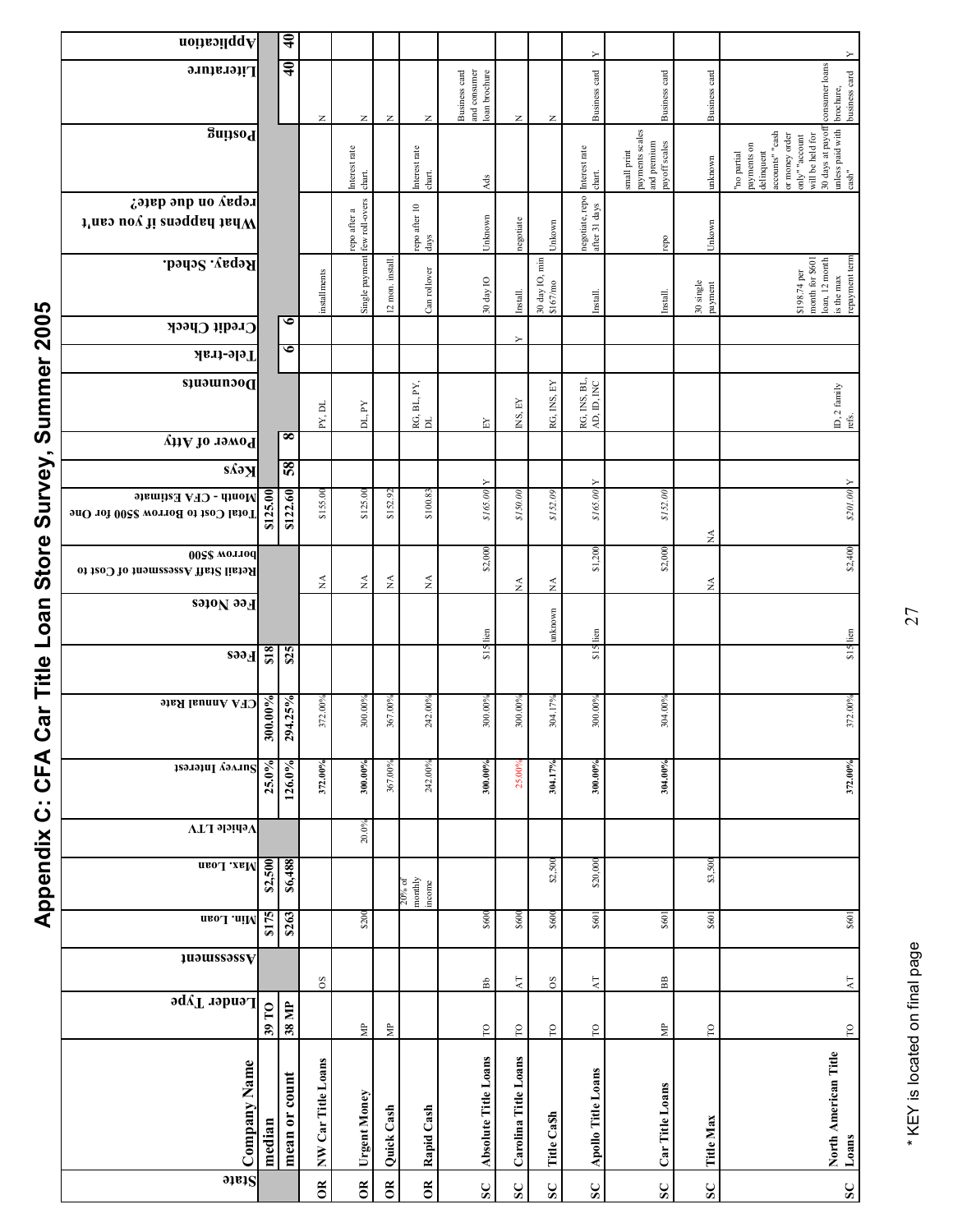# Appendix C: CFA Car Title Loan Store Survey, Summer 2005

| State | Company Name | Lender Type | Assessment | Min. Loan | Max. Loan | Vehicle LTV | Survey Interest | CFA Annual Rate | Fees | Fee Notes | Retail Staff Assessment of Cost to borrow $500 | Total Cost to Borrow $500 for One Month - CFA Estimate | Keys | Power of Atty | Documents | Tele-trak | Credit Check | Repay. Sched. | What happens if you can't repay on due date? | Posting | Literature | Application |
|---|---|---|---|---|---|---|---|---|---|---|---|---|---|---|---|---|---|---|---|---|---|---|
| | **median** | **39 TO** | | **$175** | **$2,500** | | **25.0%** | **300.00%** | **$18** | | | **$125.00** | | | | | | | | | | |
| | **mean or count** | **38 MP** | | **$263** | **$6,488** | | **126.0%** | **294.25%** | **$25** | | | **$122.60** | **58** | **8** | | **6** | **6** | | | | **40** | **40** |
| OR | NW Car Title Loans | | OS | | | | **372.00%** | 372.00% | | | NA | $155.00 | | | PY, DL | | | installments | | | N | |
| OR | Urgent Money | MP | | $200 | | 20.0% | **300.00%** | 300.00% | | | NA | $125.00 | | | DL, PY | | | Single payment | repo after a few roll-overs | Interest rate chart. | N | |
| OR | Quick Cash | MP | | | | | 367.00% | 367.00% | | | NA | $152.92 | | | | | | 12 mon. install. | | | N | |
| OR | Rapid Cash | | | | 20% of monthly income | | 242.00% | 242.00% | | | NA | $100.83 | | | RG, BL, PY, DL | | | Can rollover | repo after 10 days | Interest rate chart. | N | |
| SC | Absolute Title Loans | TO | Bb | $600 | | | **300.00%** | 300.00% | $15 | lien | $2,000 | *$165.00* | Y | | EY | | | 30 day IO | Unknown | Ads | Business card and consumer loan brochure | |
| SC | Carolina Title Loans | TO | AT | $600 | | | 25.00% | 300.00% | | | NA | *$150.00* | | | INS, EY | | Y | Install. | negotiate | | N | |
| SC | Title Ca$h | TO | OS | $600 | $2,500 | | **304.17%** | 304.17% | | unknown | NA | *$152.09* | | | RG, INS, EY | | | 30 day IO, min $167/mo | Unkown | | N | |
| SC | Apollo Title Loans | TO | AT | $601 | $20,000 | | **300.00%** | 300.00% | $15 | lien | $1,200 | *$165.00* | Y | | RG, INS, BL, AD, ID, INC | | | Install. | negotiate, repo after 31 days | Interest rate chart. | Business card | Y |
| SC | Car Title Loans | MP | BB | $601 | | | **304.00%** | 304.00% | | | $2,000 | *$152.00* | | | | | | Install. | repo | small print payments scales and premium payoff scales | Business card | |
| SC | Title Max | TO | | $601 | $3,500 | | | | | | NA | NA | | | | | | 30 single payment | Unkown | unknown | Business card | |
| SC | North American Title Loans | TO | AT | $601 | | | **372.00%** | 372.00% | $15 | lien | $2,400 | *$201.00* | Y | | ID, 2 family refs. | | | $198.74 per month for $601 loan, 12 month is the max repayment term | | "no partial payments on delinquent accounts" "cash or money order only" "account will be held for 30 days at payoff unless paid with cash" | consumer loans brochure, business card | Y |

\* KEY is located on final page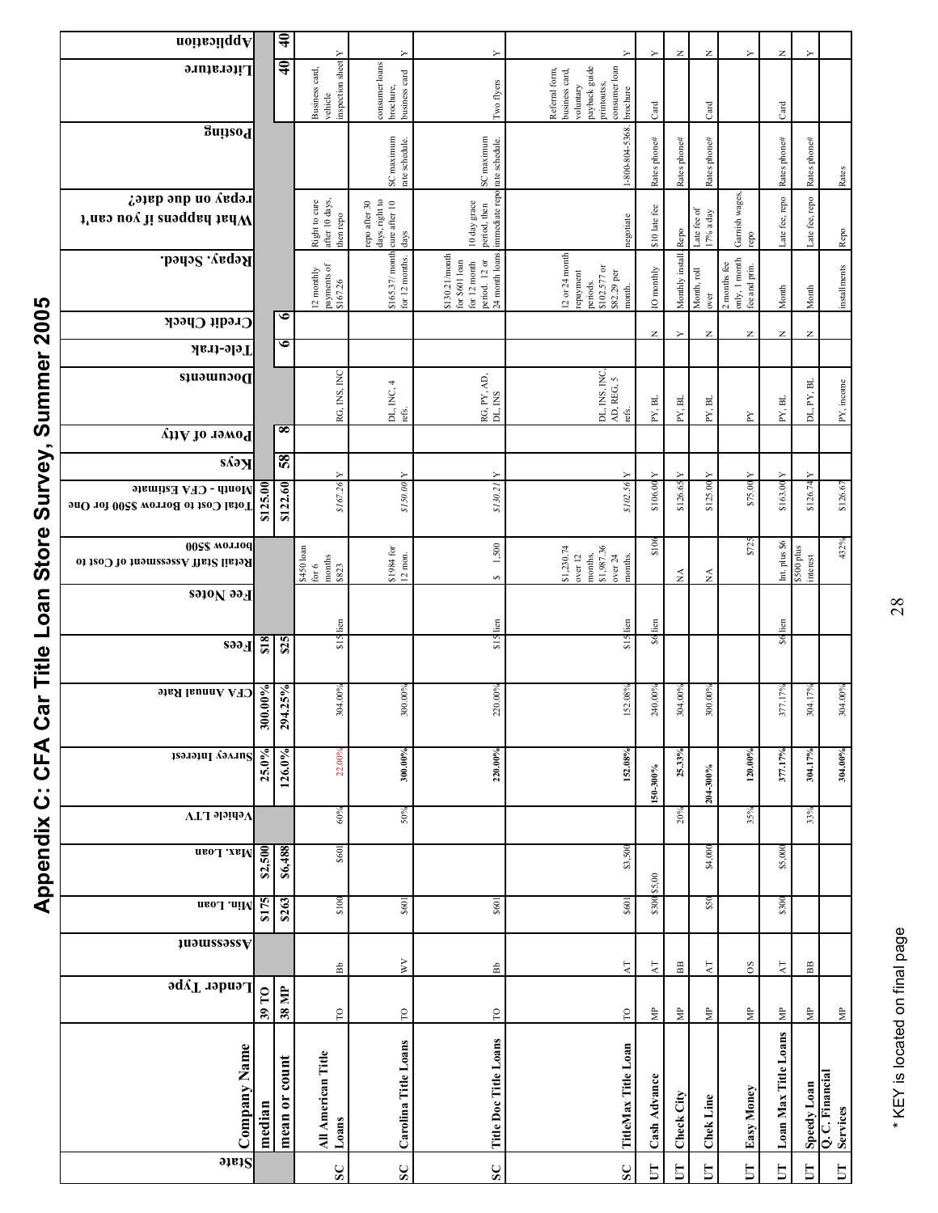# Appendix C: CFA Car Title Loan Store Survey, Summer 2005

| State | Company Name | Lender Type | Assessment | Min. Loan | Max. Loan | Vehicle LTV | Survey Interest | CFA Annual Rate | Fees | Fee Notes | Retail Staff Assessment of Cost to borrow $500 | Total Cost to Borrow $500 for One Month - CFA Estimate | Keys | Power of Atty | Documents | Tele-trak | Credit Check | Repay. Sched. | What happens if you can't repay on due date? | Posting | Literature | Application |
|---|---|---|---|---|---|---|---|---|---|---|---|---|---|---|---|---|---|---|---|---|---|---|
| | median | 39 TO | | $175 | $2,500 | | 25.0% | 300.00% | $18 | | | $125.00 | | | | | | | | | | |
| | mean or count | 38 MP | | $263 | $6,488 | | 126.0% | 294.25% | $25 | | | $122.60 | 58 | 8 | | 6 | 6 | | | | 40 | 40 |
| SC | All American Title Loans | TO | Bb | $100 | $601 | 60% | 22.00% | 304.00% | $15 | lien | $450 loan for 6 months $823 | $167.26 | Y | | RG, INS, INC | | | 12 monthly payments of $167.26 | Right to cure after 10 days, then repo | | Business card, vehicle inspection sheet | Y |
| SC | Carolina Title Loans | TO | WV | $601 | | 50% | 300.00% | 300.00% | | | $1984 for 12 mon. | $150.00 | Y | | DL, INC, 4 refs. | | | $165.37/month for 12 months. | repo after 30 days, right to cure after 10 days | SC maximum rate schedule. | consumer loans brochure, business card | Y |
| SC | Title Doc Title Loans | TO | Bb | $601 | | | 220.00% | 220.00% | $15 | lien | $ 1,500 | $130.21 | Y | | RG, PY, AD, DL, INS | | | $130.21/month for $601 loan for 12 month period. 12 or 24 month loans | 10 day grace period, then immediate repo | SC maximum rate schedule. | Two flyers | Y |
| SC | TitleMax Title Loan | TO | AT | $601 | $3,500 | | 152.08% | 152.08% | $15 | lien | $1,230.74 over 12 months, $1,987.36 over 24 months. | $102.56 | Y | | DL, INS, INC, AD, REG, 5 refs. | | | 12 or 24 month repayment periods. $102.577 or $82.29 per month. | negotiate | 1-800-804-5368. | Referral form, business card, voluntary payback guide printouts, consumer loan brochure | Y |
| UT | Cash Advance | MP | AT | $300 | $5,00 | | 150-300% | 240.00% | $6 | lien | $106 | $106.00 | Y | | PY, BL | | N | IO monthly | $10 late fee | Rates phone# | Card | Y |
| UT | Check City | MP | BB | | | 20% | 25.33% | 304.00% | | | NA | $126.65 | Y | | PY, BL | | Y | Monthly install. | Repo | Rates phone# | | N |
| UT | Chek Line | MP | AT | $50 | $4,000 | | 204-300% | 300.00% | | | NA | $125.00 | Y | | PY, BL | | N | Month, roll over | Late fee of 17% a day | Rates phone# | Card | N |
| UT | Easy Money | MP | OS | | | 35% | 120.00% | | | | $725 | $75.00 | Y | | PY | | N | 2 months fee only, 1 month fee and prin. | Garnish wages, repo | | | Y |
| UT | Loan Max Title Loans | MP | AT | $300 | $5,000 | | 377.17% | 377.17% | $6 | lien | Int. plus $6 | $163.00 | Y | | PY, BL | | N | Month | Late fee, repo | Rates phone# | Card | N |
| UT | Speedy Loan | MP | BB | | | 33% | 304.17% | 304.17% | | | $500 plus interest | $126.74 | Y | | DL, PY, BL | | N | Month | Late fee, repo | Rates phone# | | Y |
| UT | Q. C. Financial Services | MP | | | | | 304.00% | 304.00% | | | 432% | $126.67 | | | PY, income | | | installments | Repo | Rates | | |

\* KEY is located on final page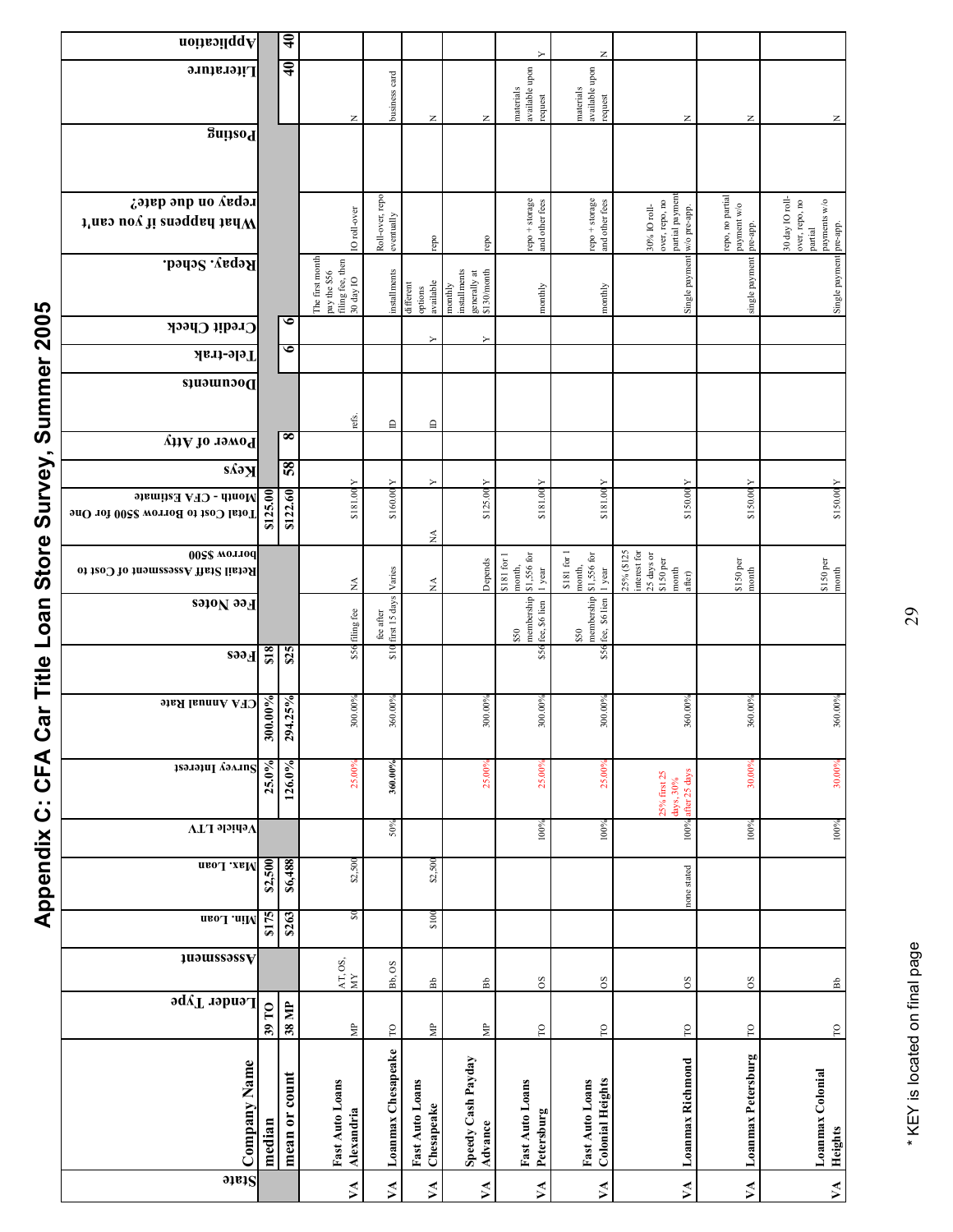# Appendix C: CFA Car Title Loan Store Survey, Summer 2005

| State | Company Name | Lender Type | Assessment | Min. Loan | Max. Loan | Vehicle LTV | Survey Interest | CFA Annual Rate | Fees | Fee Notes | Retail Staff Assessment of Cost to borrow $500 | Total Cost to Borrow $500 for One Month - CFA Estimate | Keys | Power of Atty | Documents | Tele-trak | Credit Check | Repay. Sched. | What happens if you can't repay on due date? | Posting | Literature | Application |
|---|---|---|---|---|---|---|---|---|---|---|---|---|---|---|---|---|---|---|---|---|---|---|
| | median | 39 TO | | $175 | $2,500 | | 25.0% | 300.00% | $18 | | | $125.00 | | | | | | | | | | |
| | mean or count | 38 MP | | $263 | $6,488 | | 126.0% | 294.25% | $25 | | | $122.60 | 58 | 8 | | 6 | 6 | | | | 40 | 40 |
| VA | Fast Auto Loans Alexandria | MP | AT, OS, MY | $0 | $2,500 | | 25.00% | 300.00% | $56 | filing fee | NA | $181.00 | Y | | refs. | | | The first month pay the $56 filing fee, then 30 day IO | IO roll-over | | N | |
| VA | Loanmax Chesapeake | TO | Bb, OS | | | 50% | 360.00% | 360.00% | $10 | fee after first 15 days | Varies | $160.00 | Y | | ID | | | installments | Roll-over, repo eventually | | business card | |
| VA | Fast Auto Loans Chesapeake | MP | Bb | $100 | $2,500 | | | | | | NA | NA | Y | | ID | | Y | different options available | repo | | N | |
| VA | Speedy Cash Payday Advance | MP | Bb | | | | 25.00% | 300.00% | | | Depends | $125.00 | Y | | | | Y | monthly installments generally at $130/month | repo | | N | |
| VA | Fast Auto Loans Petersburg | TO | OS | | | 100% | 25.00% | 300.00% | $56 | $50 membership fee, $6 lien | $181 for 1 month, $1,556 for 1 year | $181.00 | Y | | | | | monthly | repo + storage and other fees | | materials available upon request | Y |
| VA | Fast Auto Loans Colonial Heights | TO | OS | | | 100% | 25.00% | 300.00% | $56 | $50 membership fee, $6 lien | $181 for 1 month, $1,556 for 1 year | $181.00 | Y | | | | | monthly | repo + storage and other fees | | materials available upon request | N |
| VA | Loanmax Richmond | TO | OS | | none stated | 100% | 25% first 25 days, 30% after 25 days | 360.00% | | | 25% ($125 interest for 25 days or $150 per month after) | $150.00 | Y | | | | | Single payment | 30% IO roll-over, repo, no partial payment w/o pre-app. | | N | |
| VA | Loanmax Petersburg | TO | OS | | | 100% | 30.00% | 360.00% | | | $150 per month | $150.00 | Y | | | | | single payment | repo, no partial payment w/o pre-app. | | N | |
| VA | Loanmax Colonial Heights | TO | Bb | | | 100% | 30.00% | 360.00% | | | $150 per month | $150.00 | Y | | | | | Single payment | 30 day IO roll-over, repo, no partial payments w/o pre-app. | | N | |

\* KEY is located on final page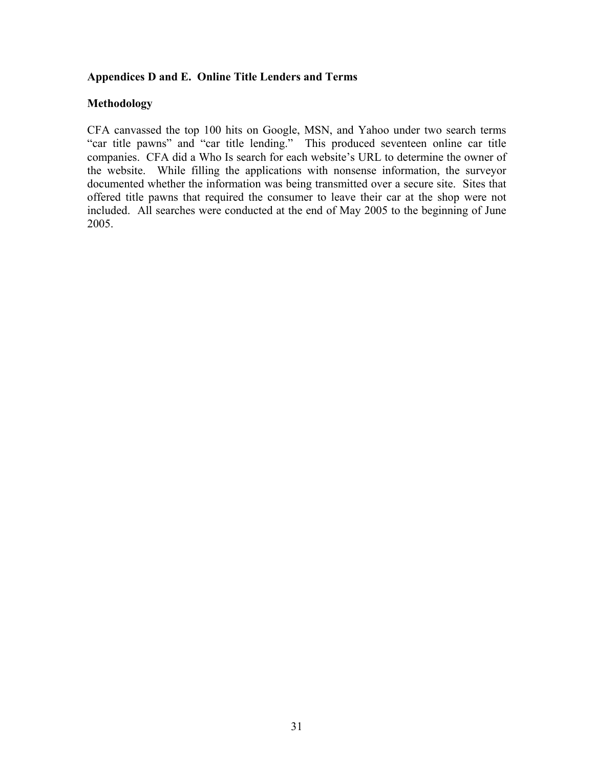## Appendices D and E. Online Title Lenders and Terms

### Methodology

CFA canvassed the top 100 hits on Google, MSN, and Yahoo under two search terms "car title pawns" and "car title lending." This produced seventeen online car title companies. CFA did a Who Is search for each website's URL to determine the owner of the website. While filling the applications with nonsense information, the surveyor documented whether the information was being transmitted over a secure site. Sites that offered title pawns that required the consumer to leave their car at the shop were not included. All searches were conducted at the end of May 2005 to the beginning of June 2005.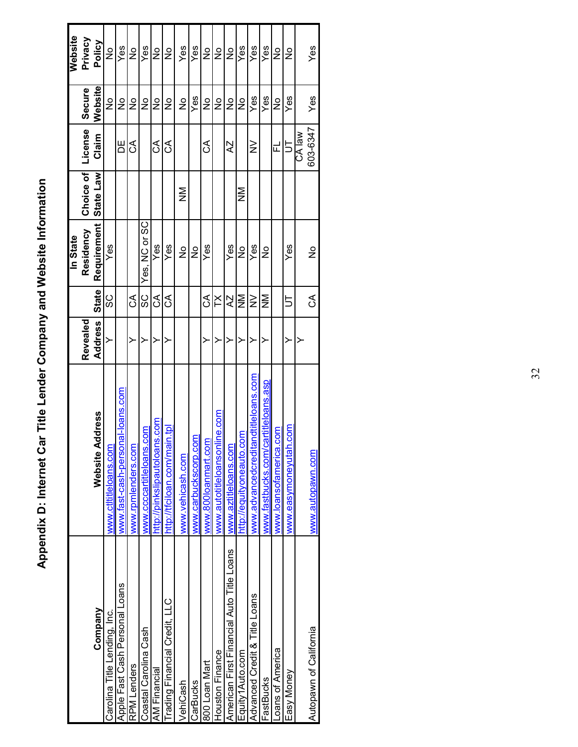# Appendix D: Internet Car Title Lender Company and Website Information

| Company | Website Address | Revealed Address | State | In State Residency Requirement | Choice of State Law | License Claim | Secure Website | Website Privacy Policy |
|---|---|---|---|---|---|---|---|---|
| Carolina Title Lending, Inc. | www.ctltitleloans.com | Y | SC | Yes | | | No | No |
| Apple Fast Cash Personal Loans | www.fast-cash-personal-loans.com | | | | | DE | No | Yes |
| RPM Lenders | www.rpmlenders.com | Y | CA | | | CA | No | No |
| Coastal Carolina Cash | www.ccccartitleloans.com | Y | SC | Yes, NC or SC | | | No | Yes |
| AM Financial | http://pinkslipautoloans.com | Y | CA | Yes | | CA | No | No |
| Trading Financial Credit, LLC | http://tfciloan.com/main.tpl | Y | CA | Yes | | CA | No | No |
| VehiCash | www.vehicash.com | | | No | NM | | No | Yes |
| CarBucks | www.carbuckscorp.com | | | No | | | Yes | Yes |
| 800 Loan Mart | www.800loanmart.com | Y | CA | Yes | | CA | No | No |
| Houston Finance | www.autotitleloansonline.com | Y | TX | | | | No | No |
| American First Financial Auto Title Loans | www.aztitleloans.com | Y | AZ | Yes | | AZ | No | No |
| Equity1Auto.com | http://equityoneauto.com | Y | NM | No | NM | | No | Yes |
| Advanced Credit & Title Loans | www.advancedcreditandtitleloans.com | Y | NV | Yes | | NV | Yes | Yes |
| FastBucks | www.fastbucks.com/cartitleloans.asp | Y | NM | No | | | Yes | Yes |
| Loans of America | www.loansofamerica.com | | | | | FL | No | No |
| Easy Money | www.easymoneyutah.com | Y | UT | Yes | | UT | Yes | No |
| Autopawn of California | www.autopawn.com | Y | CA | No | | CA law 603-6347 | Yes | Yes |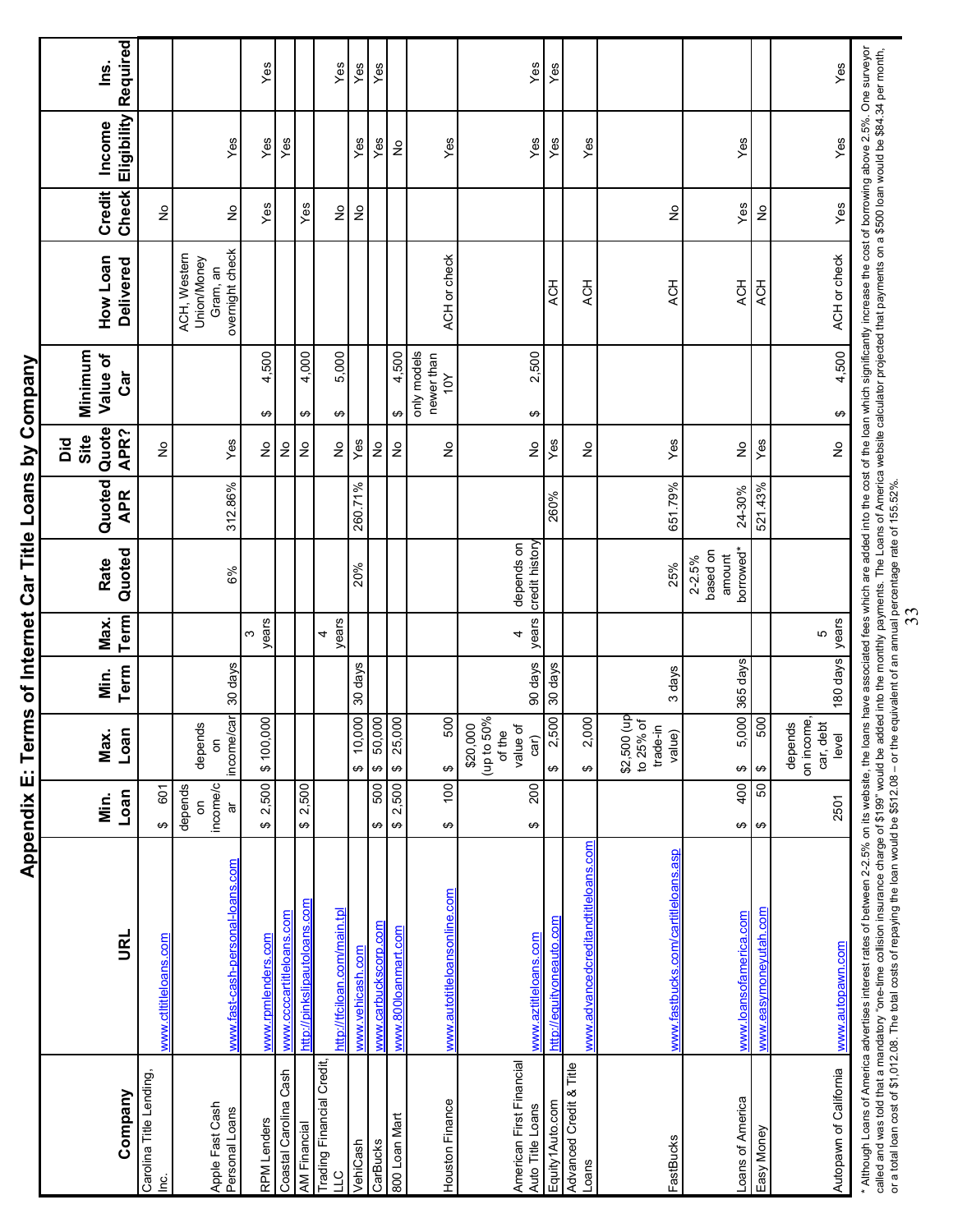# Appendix E: Terms of Internet Car Title Loans by Company

| Company | URL | Min. Loan | Max. Loan | Min. Term | Max. Term | Rate Quoted | Quoted APR | Did Site Quote APR? | Minimum Value of Car | How Loan Delivered | Credit Check | Income Eligibility | Ins. Required |
|---|---|---|---|---|---|---|---|---|---|---|---|---|---|
| Carolina Title Lending, Inc. | www.ctltitleloans.com | $ 601 | | | | | | No | | | No | | |
| Apple Fast Cash Personal Loans | www.fast-cash-personal-loans.com | depends on income/car | depends on income/car | 30 days | | 6% | 312.86% | Yes | | ACH, Western Union/Money Gram, an overnight check | No | Yes | |
| RPM Lenders | www.rpmlenders.com | $ 2,500 | $ 100,000 | | 3 years | | | No | $ 4,500 | | Yes | Yes | Yes |
| Coastal Carolina Cash | www.ccccartitleloans.com | | | | | | | No | | | | Yes | |
| AM Financial | http://pinkslipautoloans.com | $ 2,500 | | | | | | No | $ 4,000 | | Yes | | |
| Trading Financial Credit, LLC | http://tfciloan.com/main.tpl | | | | 4 years | | | No | $ 5,000 | | No | | Yes |
| VehiCash | www.vehicash.com | | $ 10,000 | 30 days | | 20% | 260.71% | Yes | | | No | Yes | Yes |
| CarBucks | www.carbuckscorp.com | $ 500 | $ 50,000 | | | | | No | | | | Yes | Yes |
| 800 Loan Mart | www.800loanmart.com | $ 2,500 | $ 25,000 | | | | | No | $ 4,500 | | | No | |
| Houston Finance | www.autotitleloansonline.com | $ 100 | $ 500 | | | | | No | only models newer than 10Y | ACH or check | | Yes | |
| American First Financial Auto Title Loans | www.aztitleloans.com | $ 200 | $20,000 (up to 50% of the value of car) | 90 days | 4 years | depends on credit history | | No | $ 2,500 | | | Yes | Yes |
| Equity1Auto.com | http://equityoneauto.com | | $ 2,500 | 30 days | | | 260% | Yes | | ACH | | Yes | Yes |
| Advanced Credit & Title Loans | www.advancedcreditandtitleloans.com | | $ 2,000 | | | | | No | | ACH | | Yes | |
| FastBucks | www.fastbucks.com/cartitleloans.asp | | $2,500 (up to 25% of trade-in value) | 3 days | | 25% | 651.79% | Yes | | ACH | No | | |
| Loans of America | www.loansofamerica.com | $ 400 | $ 5,000 | 365 days | | 2-2.5% based on amount borrowed* | 24-30% | No | | ACH | Yes | Yes | |
| Easy Money | www.easymoneyutah.com | $ 50 | $ 500 | | | | 521.43% | Yes | | ACH | No | | |
| Autopawn of California | www.autopawn.com | 2501 | depends on income, car, debt level | 180 days | 5 years | | | No | $ 4,500 | ACH or check | Yes | Yes | Yes |

* Although Loans of America advertises interest rates of between 2-2.5% on its website, the loans have associated fees which are added into the cost of the loan which significantly increase the cost of borrowing above 2.5%. One surveyor called and was told that a mandatory "one-time collision insurance charge of $199" would be added into the monthly payments. The Loans of America website calculator projected that payments on a $500 loan would be $84.34 per month, or a total loan cost of $1,012.08. The total costs of repaying the loan would be $512.08 – or the equivalent of an annual percentage rate of 155.52%.